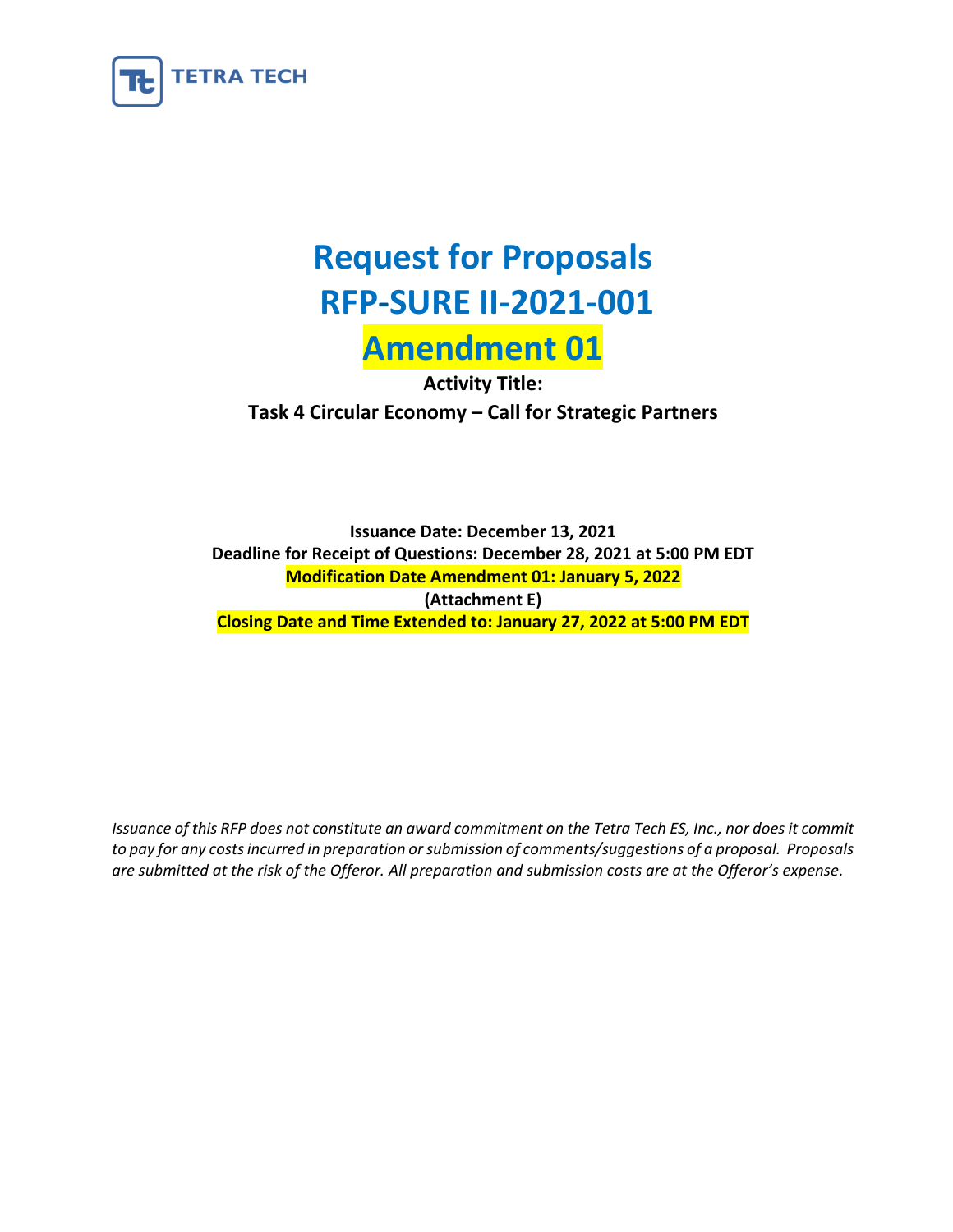TETRA TECH

# Request for Proposals
# RFP-SURE II-2021-001
# Amendment 01

**Activity Title:**
**Task 4 Circular Economy – Call for Strategic Partners**

**Issuance Date: December 13, 2021**
**Deadline for Receipt of Questions: December 28, 2021 at 5:00 PM EDT**
**Modification Date Amendment 01: January 5, 2022**
**(Attachment E)**
**Closing Date and Time Extended to: January 27, 2022 at 5:00 PM EDT**

*Issuance of this RFP does not constitute an award commitment on the Tetra Tech ES, Inc., nor does it commit to pay for any costs incurred in preparation or submission of comments/suggestions of a proposal. Proposals are submitted at the risk of the Offeror. All preparation and submission costs are at the Offeror's expense.*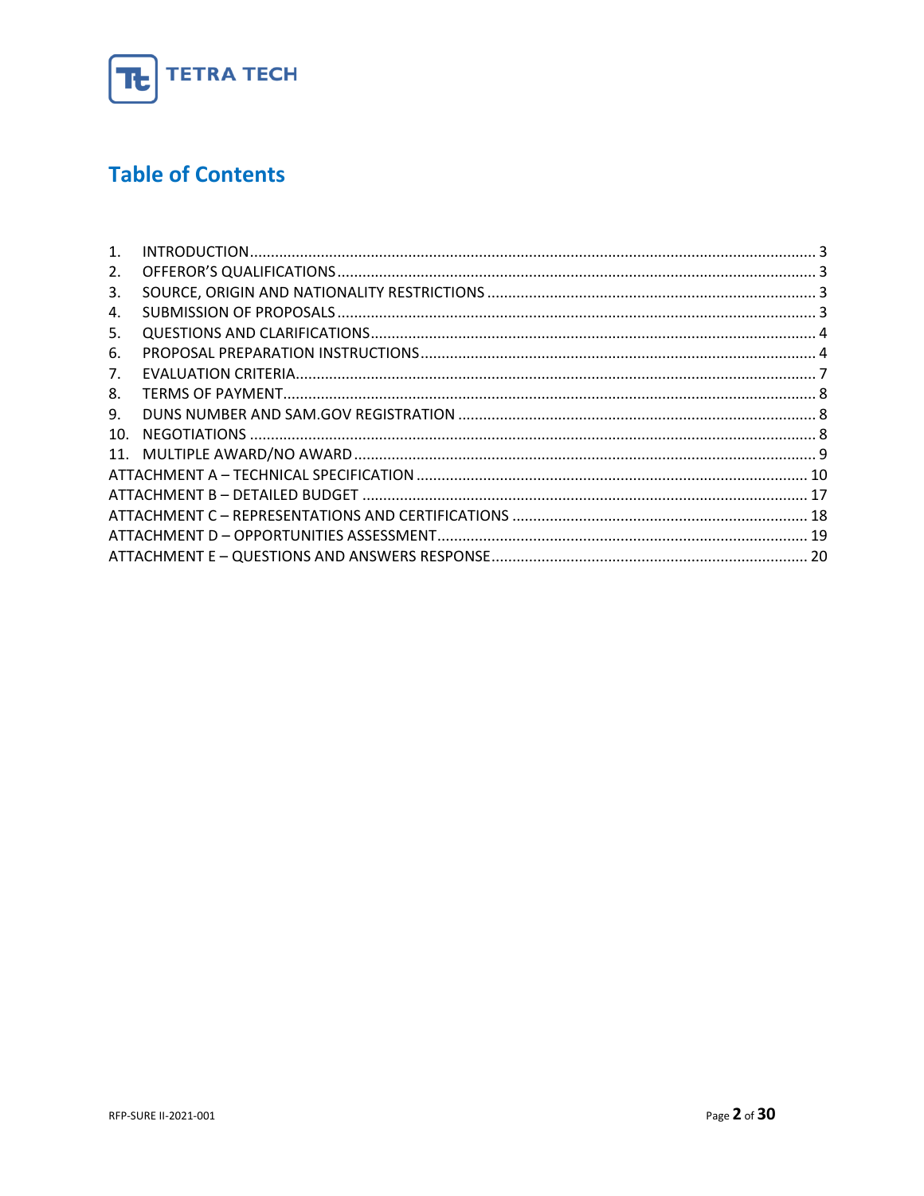# Table of Contents

1. INTRODUCTION ..... 3
2. OFFEROR'S QUALIFICATIONS ..... 3
3. SOURCE, ORIGIN AND NATIONALITY RESTRICTIONS ..... 3
4. SUBMISSION OF PROPOSALS ..... 3
5. QUESTIONS AND CLARIFICATIONS ..... 4
6. PROPOSAL PREPARATION INSTRUCTIONS ..... 4
7. EVALUATION CRITERIA ..... 7
8. TERMS OF PAYMENT ..... 8
9. DUNS NUMBER AND SAM.GOV REGISTRATION ..... 8
10. NEGOTIATIONS ..... 8
11. MULTIPLE AWARD/NO AWARD ..... 9

ATTACHMENT A – TECHNICAL SPECIFICATION ..... 10
ATTACHMENT B – DETAILED BUDGET ..... 17
ATTACHMENT C – REPRESENTATIONS AND CERTIFICATIONS ..... 18
ATTACHMENT D – OPPORTUNITIES ASSESSMENT ..... 19
ATTACHMENT E – QUESTIONS AND ANSWERS RESPONSE ..... 20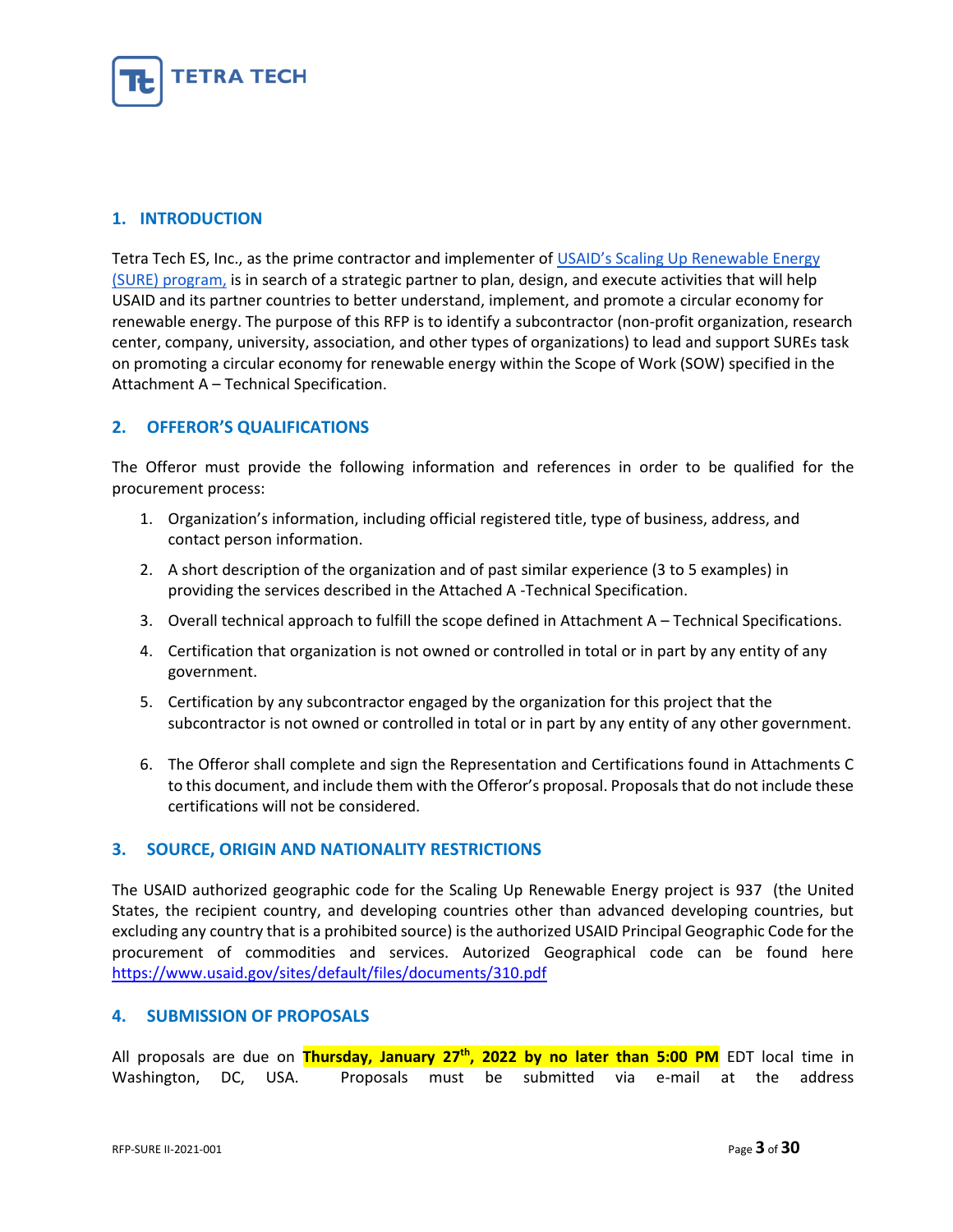## 1. INTRODUCTION

Tetra Tech ES, Inc., as the prime contractor and implementer of USAID's Scaling Up Renewable Energy (SURE) program, is in search of a strategic partner to plan, design, and execute activities that will help USAID and its partner countries to better understand, implement, and promote a circular economy for renewable energy. The purpose of this RFP is to identify a subcontractor (non-profit organization, research center, company, university, association, and other types of organizations) to lead and support SUREs task on promoting a circular economy for renewable energy within the Scope of Work (SOW) specified in the Attachment A – Technical Specification.

## 2. OFFEROR'S QUALIFICATIONS

The Offeror must provide the following information and references in order to be qualified for the procurement process:

1. Organization's information, including official registered title, type of business, address, and contact person information.
2. A short description of the organization and of past similar experience (3 to 5 examples) in providing the services described in the Attached A -Technical Specification.
3. Overall technical approach to fulfill the scope defined in Attachment A – Technical Specifications.
4. Certification that organization is not owned or controlled in total or in part by any entity of any government.
5. Certification by any subcontractor engaged by the organization for this project that the subcontractor is not owned or controlled in total or in part by any entity of any other government.
6. The Offeror shall complete and sign the Representation and Certifications found in Attachments C to this document, and include them with the Offeror's proposal. Proposals that do not include these certifications will not be considered.

## 3. SOURCE, ORIGIN AND NATIONALITY RESTRICTIONS

The USAID authorized geographic code for the Scaling Up Renewable Energy project is 937 (the United States, the recipient country, and developing countries other than advanced developing countries, but excluding any country that is a prohibited source) is the authorized USAID Principal Geographic Code for the procurement of commodities and services. Autorized Geographical code can be found here https://www.usaid.gov/sites/default/files/documents/310.pdf

## 4. SUBMISSION OF PROPOSALS

All proposals are due on **Thursday, January 27th, 2022 by no later than 5:00 PM** EDT local time in Washington, DC, USA. Proposals must be submitted via e-mail at the address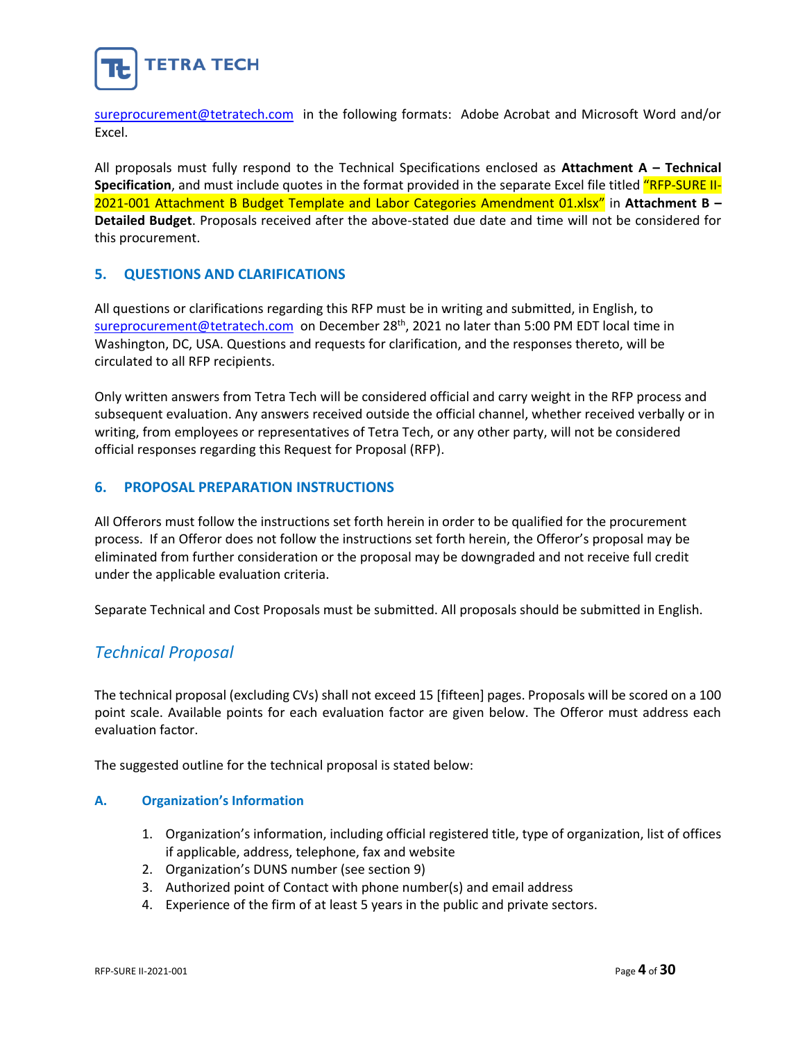sureprocurement@tetratech.com in the following formats: Adobe Acrobat and Microsoft Word and/or Excel.

All proposals must fully respond to the Technical Specifications enclosed as **Attachment A – Technical Specification**, and must include quotes in the format provided in the separate Excel file titled "RFP-SURE II-2021-001 Attachment B Budget Template and Labor Categories Amendment 01.xlsx" in **Attachment B – Detailed Budget**. Proposals received after the above-stated due date and time will not be considered for this procurement.

## 5. QUESTIONS AND CLARIFICATIONS

All questions or clarifications regarding this RFP must be in writing and submitted, in English, to sureprocurement@tetratech.com on December 28th, 2021 no later than 5:00 PM EDT local time in Washington, DC, USA. Questions and requests for clarification, and the responses thereto, will be circulated to all RFP recipients.

Only written answers from Tetra Tech will be considered official and carry weight in the RFP process and subsequent evaluation. Any answers received outside the official channel, whether received verbally or in writing, from employees or representatives of Tetra Tech, or any other party, will not be considered official responses regarding this Request for Proposal (RFP).

## 6. PROPOSAL PREPARATION INSTRUCTIONS

All Offerors must follow the instructions set forth herein in order to be qualified for the procurement process. If an Offeror does not follow the instructions set forth herein, the Offeror's proposal may be eliminated from further consideration or the proposal may be downgraded and not receive full credit under the applicable evaluation criteria.

Separate Technical and Cost Proposals must be submitted. All proposals should be submitted in English.

### *Technical Proposal*

The technical proposal (excluding CVs) shall not exceed 15 [fifteen] pages. Proposals will be scored on a 100 point scale. Available points for each evaluation factor are given below. The Offeror must address each evaluation factor.

The suggested outline for the technical proposal is stated below:

#### A. Organization's Information

1. Organization's information, including official registered title, type of organization, list of offices if applicable, address, telephone, fax and website
2. Organization's DUNS number (see section 9)
3. Authorized point of Contact with phone number(s) and email address
4. Experience of the firm of at least 5 years in the public and private sectors.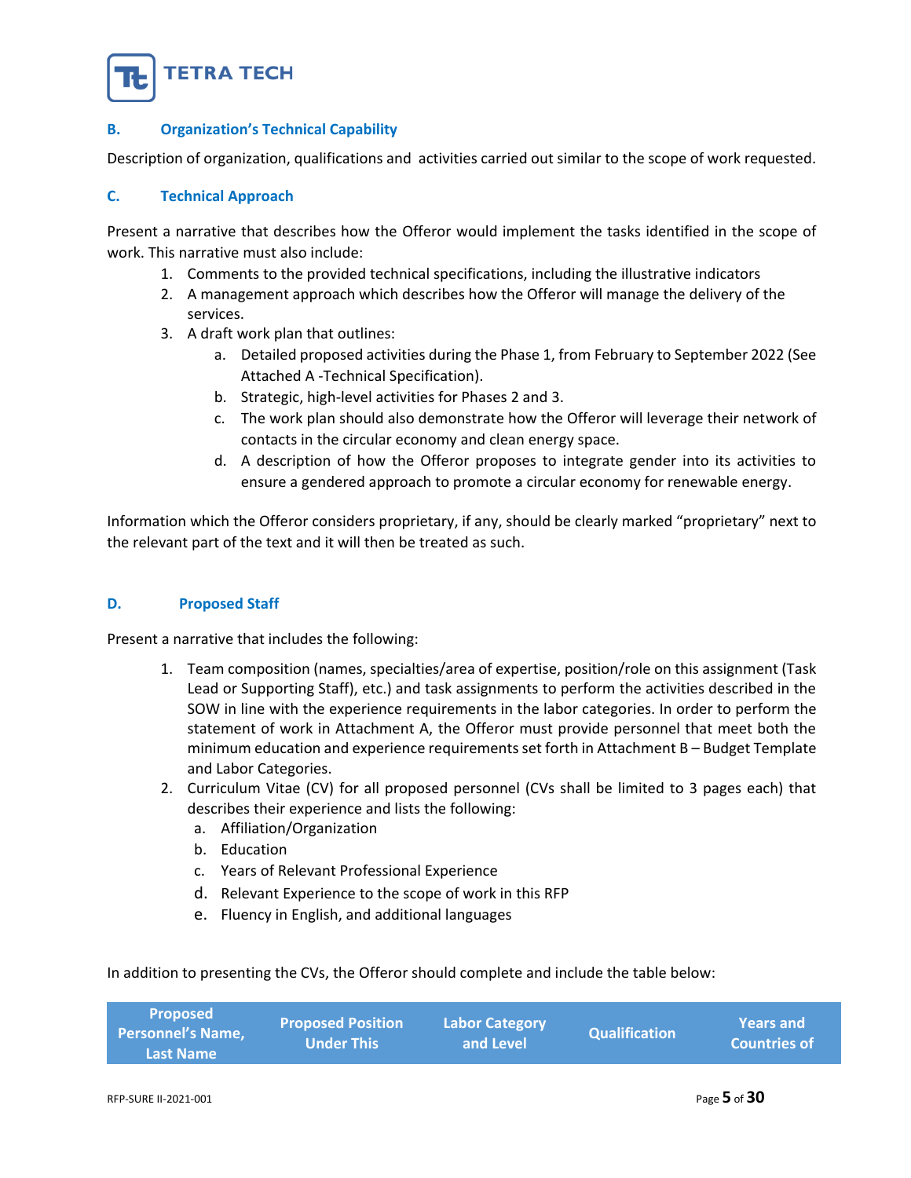### B. Organization's Technical Capability

Description of organization, qualifications and activities carried out similar to the scope of work requested.

### C. Technical Approach

Present a narrative that describes how the Offeror would implement the tasks identified in the scope of work. This narrative must also include:

1. Comments to the provided technical specifications, including the illustrative indicators
2. A management approach which describes how the Offeror will manage the delivery of the services.
3. A draft work plan that outlines:
   a. Detailed proposed activities during the Phase 1, from February to September 2022 (See Attached A -Technical Specification).
   b. Strategic, high-level activities for Phases 2 and 3.
   c. The work plan should also demonstrate how the Offeror will leverage their network of contacts in the circular economy and clean energy space.
   d. A description of how the Offeror proposes to integrate gender into its activities to ensure a gendered approach to promote a circular economy for renewable energy.

Information which the Offeror considers proprietary, if any, should be clearly marked "proprietary" next to the relevant part of the text and it will then be treated as such.

### D. Proposed Staff

Present a narrative that includes the following:

1. Team composition (names, specialties/area of expertise, position/role on this assignment (Task Lead or Supporting Staff), etc.) and task assignments to perform the activities described in the SOW in line with the experience requirements in the labor categories. In order to perform the statement of work in Attachment A, the Offeror must provide personnel that meet both the minimum education and experience requirements set forth in Attachment B – Budget Template and Labor Categories.
2. Curriculum Vitae (CV) for all proposed personnel (CVs shall be limited to 3 pages each) that describes their experience and lists the following:
   a. Affiliation/Organization
   b. Education
   c. Years of Relevant Professional Experience
   d. Relevant Experience to the scope of work in this RFP
   e. Fluency in English, and additional languages

In addition to presenting the CVs, the Offeror should complete and include the table below:

| Proposed Personnel's Name, Last Name | Proposed Position Under This | Labor Category and Level | Qualification | Years and Countries of |
|---|---|---|---|---|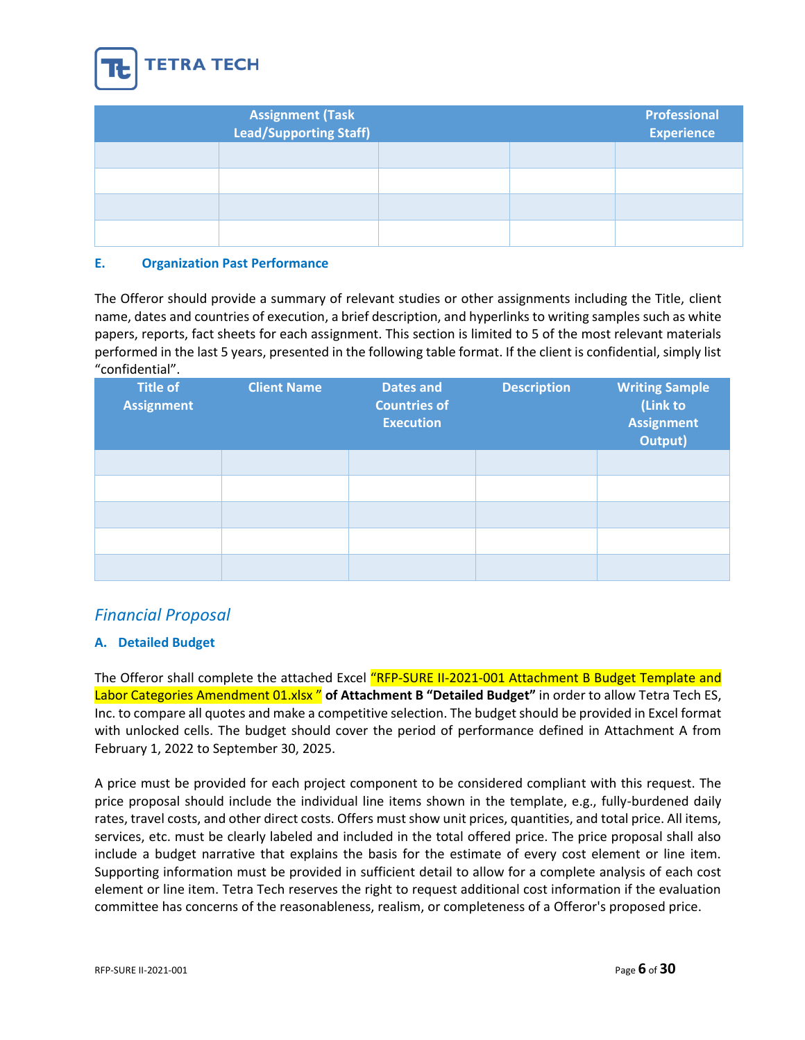|  | Assignment (Task Lead/Supporting Staff) |  |  | Professional Experience |
|---|---|---|---|---|
|  |  |  |  |  |
|  |  |  |  |  |
|  |  |  |  |  |
|  |  |  |  |  |

### E. Organization Past Performance

The Offeror should provide a summary of relevant studies or other assignments including the Title, client name, dates and countries of execution, a brief description, and hyperlinks to writing samples such as white papers, reports, fact sheets for each assignment. This section is limited to 5 of the most relevant materials performed in the last 5 years, presented in the following table format. If the client is confidential, simply list "confidential".

| Title of Assignment | Client Name | Dates and Countries of Execution | Description | Writing Sample (Link to Assignment Output) |
|---|---|---|---|---|
|  |  |  |  |  |
|  |  |  |  |  |
|  |  |  |  |  |
|  |  |  |  |  |
|  |  |  |  |  |

## *Financial Proposal*

### A. Detailed Budget

The Offeror shall complete the attached Excel "RFP-SURE II-2021-001 Attachment B Budget Template and Labor Categories Amendment 01.xlsx " **of Attachment B "Detailed Budget"** in order to allow Tetra Tech ES, Inc. to compare all quotes and make a competitive selection. The budget should be provided in Excel format with unlocked cells. The budget should cover the period of performance defined in Attachment A from February 1, 2022 to September 30, 2025.

A price must be provided for each project component to be considered compliant with this request. The price proposal should include the individual line items shown in the template, e.g., fully-burdened daily rates, travel costs, and other direct costs. Offers must show unit prices, quantities, and total price. All items, services, etc. must be clearly labeled and included in the total offered price. The price proposal shall also include a budget narrative that explains the basis for the estimate of every cost element or line item. Supporting information must be provided in sufficient detail to allow for a complete analysis of each cost element or line item. Tetra Tech reserves the right to request additional cost information if the evaluation committee has concerns of the reasonableness, realism, or completeness of a Offeror's proposed price.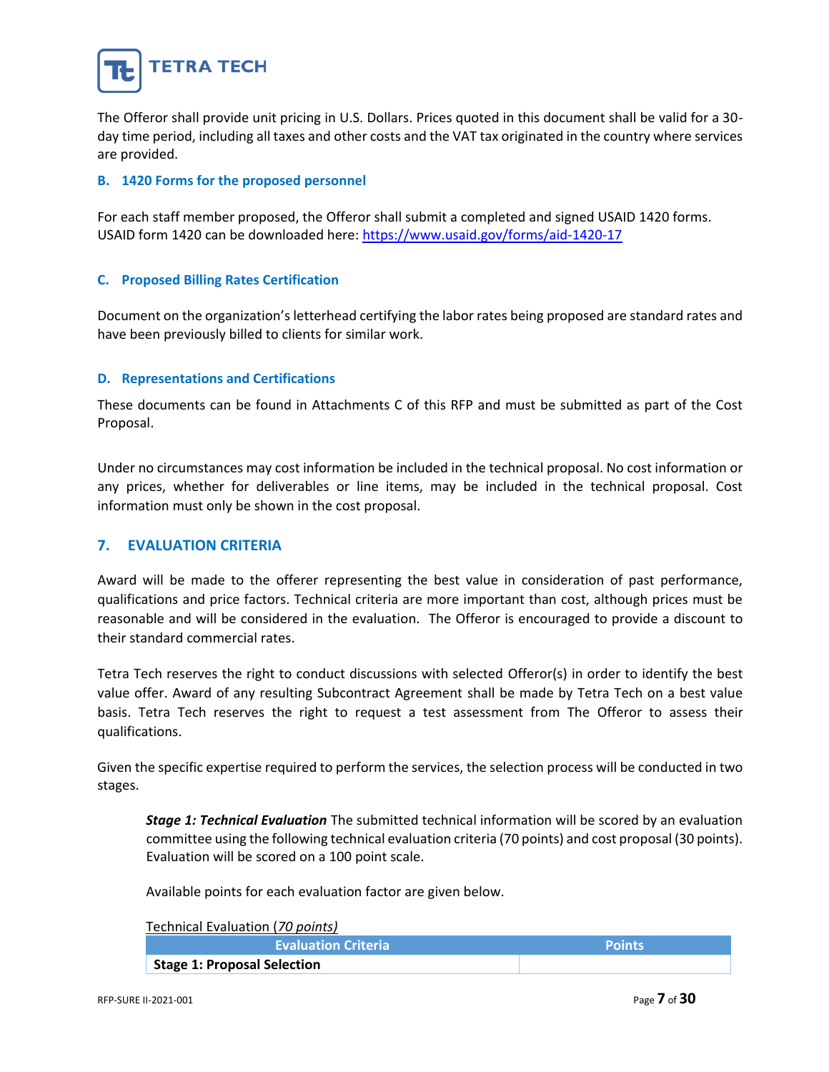The Offeror shall provide unit pricing in U.S. Dollars. Prices quoted in this document shall be valid for a 30-day time period, including all taxes and other costs and the VAT tax originated in the country where services are provided.

### B. 1420 Forms for the proposed personnel

For each staff member proposed, the Offeror shall submit a completed and signed USAID 1420 forms. USAID form 1420 can be downloaded here: https://www.usaid.gov/forms/aid-1420-17

### C. Proposed Billing Rates Certification

Document on the organization's letterhead certifying the labor rates being proposed are standard rates and have been previously billed to clients for similar work.

### D. Representations and Certifications

These documents can be found in Attachments C of this RFP and must be submitted as part of the Cost Proposal.

Under no circumstances may cost information be included in the technical proposal. No cost information or any prices, whether for deliverables or line items, may be included in the technical proposal. Cost information must only be shown in the cost proposal.

## 7. EVALUATION CRITERIA

Award will be made to the offerer representing the best value in consideration of past performance, qualifications and price factors. Technical criteria are more important than cost, although prices must be reasonable and will be considered in the evaluation. The Offeror is encouraged to provide a discount to their standard commercial rates.

Tetra Tech reserves the right to conduct discussions with selected Offeror(s) in order to identify the best value offer. Award of any resulting Subcontract Agreement shall be made by Tetra Tech on a best value basis. Tetra Tech reserves the right to request a test assessment from The Offeror to assess their qualifications.

Given the specific expertise required to perform the services, the selection process will be conducted in two stages.

> ***Stage 1: Technical Evaluation*** The submitted technical information will be scored by an evaluation committee using the following technical evaluation criteria (70 points) and cost proposal (30 points). Evaluation will be scored on a 100 point scale.
>
> Available points for each evaluation factor are given below.

Technical Evaluation (*70 points*)

| Evaluation Criteria | Points |
|---|---|
| **Stage 1: Proposal Selection** | |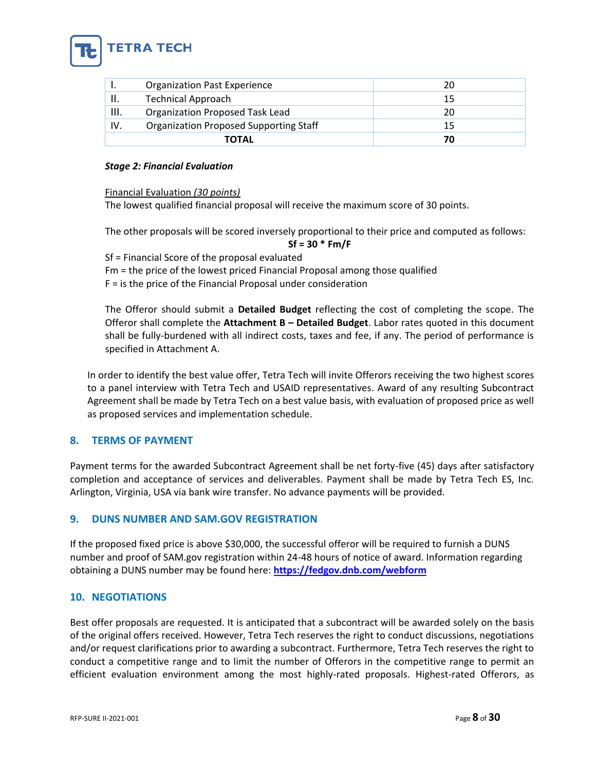| I. | Organization Past Experience | 20 |
|---|---|---|
| II. | Technical Approach | 15 |
| III. | Organization Proposed Task Lead | 20 |
| IV. | Organization Proposed Supporting Staff | 15 |
| | **TOTAL** | **70** |

***Stage 2: Financial Evaluation***

Financial Evaluation *(30 points)*
The lowest qualified financial proposal will receive the maximum score of 30 points.

The other proposals will be scored inversely proportional to their price and computed as follows:

$$Sf = 30 * Fm/F$$

Sf = Financial Score of the proposal evaluated
Fm = the price of the lowest priced Financial Proposal among those qualified
F = is the price of the Financial Proposal under consideration

The Offeror should submit a **Detailed Budget** reflecting the cost of completing the scope. The Offeror shall complete the **Attachment B – Detailed Budget**. Labor rates quoted in this document shall be fully-burdened with all indirect costs, taxes and fee, if any. The period of performance is specified in Attachment A.

In order to identify the best value offer, Tetra Tech will invite Offerors receiving the two highest scores to a panel interview with Tetra Tech and USAID representatives. Award of any resulting Subcontract Agreement shall be made by Tetra Tech on a best value basis, with evaluation of proposed price as well as proposed services and implementation schedule.

## 8. TERMS OF PAYMENT

Payment terms for the awarded Subcontract Agreement shall be net forty-five (45) days after satisfactory completion and acceptance of services and deliverables. Payment shall be made by Tetra Tech ES, Inc. Arlington, Virginia, USA via bank wire transfer. No advance payments will be provided.

## 9. DUNS NUMBER AND SAM.GOV REGISTRATION

If the proposed fixed price is above $30,000, the successful offeror will be required to furnish a DUNS number and proof of SAM.gov registration within 24-48 hours of notice of award. Information regarding obtaining a DUNS number may be found here: **https://fedgov.dnb.com/webform**

## 10. NEGOTIATIONS

Best offer proposals are requested. It is anticipated that a subcontract will be awarded solely on the basis of the original offers received. However, Tetra Tech reserves the right to conduct discussions, negotiations and/or request clarifications prior to awarding a subcontract. Furthermore, Tetra Tech reserves the right to conduct a competitive range and to limit the number of Offerors in the competitive range to permit an efficient evaluation environment among the most highly-rated proposals. Highest-rated Offerors, as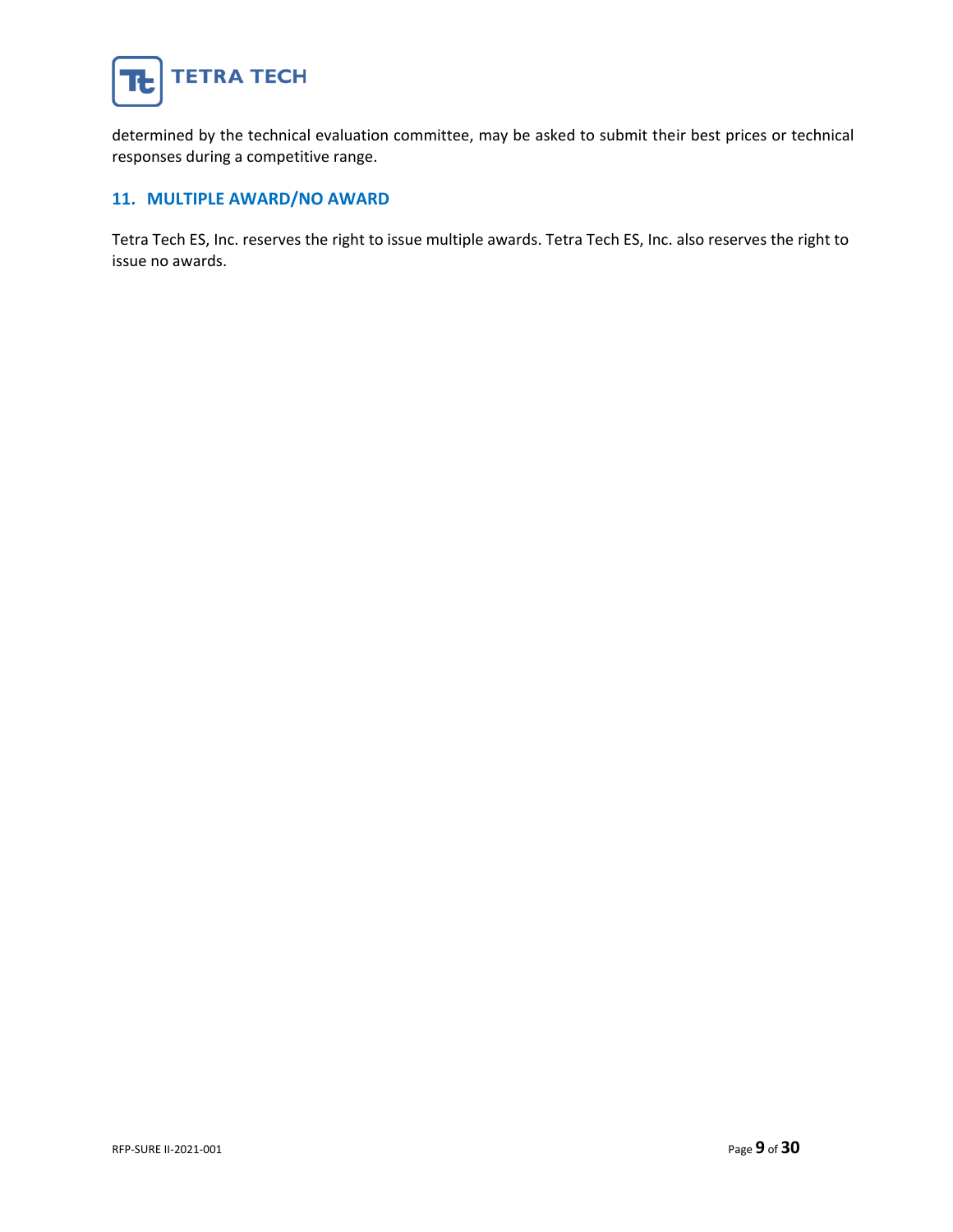determined by the technical evaluation committee, may be asked to submit their best prices or technical responses during a competitive range.

## 11. MULTIPLE AWARD/NO AWARD

Tetra Tech ES, Inc. reserves the right to issue multiple awards. Tetra Tech ES, Inc. also reserves the right to issue no awards.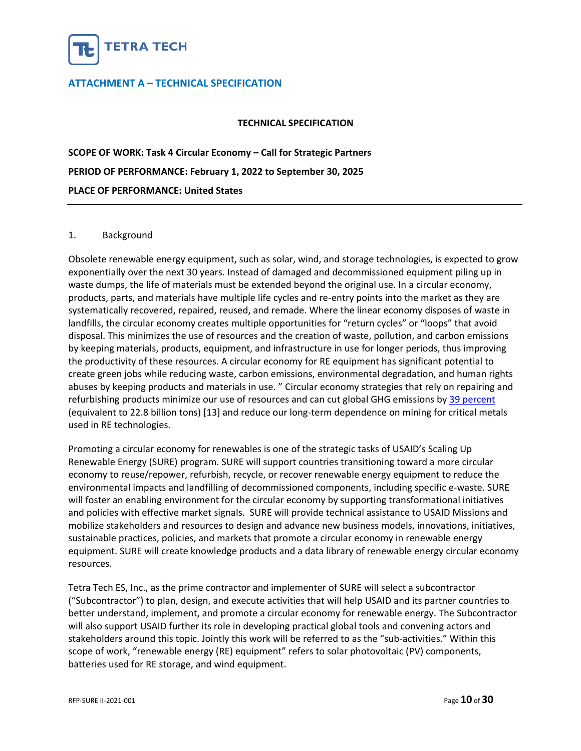## ATTACHMENT A – TECHNICAL SPECIFICATION

**TECHNICAL SPECIFICATION**

**SCOPE OF WORK: Task 4 Circular Economy – Call for Strategic Partners**

**PERIOD OF PERFORMANCE: February 1, 2022 to September 30, 2025**

**PLACE OF PERFORMANCE: United States**

---

1. Background

Obsolete renewable energy equipment, such as solar, wind, and storage technologies, is expected to grow exponentially over the next 30 years. Instead of damaged and decommissioned equipment piling up in waste dumps, the life of materials must be extended beyond the original use. In a circular economy, products, parts, and materials have multiple life cycles and re-entry points into the market as they are systematically recovered, repaired, reused, and remade. Where the linear economy disposes of waste in landfills, the circular economy creates multiple opportunities for "return cycles" or "loops" that avoid disposal. This minimizes the use of resources and the creation of waste, pollution, and carbon emissions by keeping materials, products, equipment, and infrastructure in use for longer periods, thus improving the productivity of these resources. A circular economy for RE equipment has significant potential to create green jobs while reducing waste, carbon emissions, environmental degradation, and human rights abuses by keeping products and materials in use. " Circular economy strategies that rely on repairing and refurbishing products minimize our use of resources and can cut global GHG emissions by 39 percent (equivalent to 22.8 billion tons) [13] and reduce our long-term dependence on mining for critical metals used in RE technologies.

Promoting a circular economy for renewables is one of the strategic tasks of USAID's Scaling Up Renewable Energy (SURE) program. SURE will support countries transitioning toward a more circular economy to reuse/repower, refurbish, recycle, or recover renewable energy equipment to reduce the environmental impacts and landfilling of decommissioned components, including specific e-waste. SURE will foster an enabling environment for the circular economy by supporting transformational initiatives and policies with effective market signals. SURE will provide technical assistance to USAID Missions and mobilize stakeholders and resources to design and advance new business models, innovations, initiatives, sustainable practices, policies, and markets that promote a circular economy in renewable energy equipment. SURE will create knowledge products and a data library of renewable energy circular economy resources.

Tetra Tech ES, Inc., as the prime contractor and implementer of SURE will select a subcontractor ("Subcontractor") to plan, design, and execute activities that will help USAID and its partner countries to better understand, implement, and promote a circular economy for renewable energy. The Subcontractor will also support USAID further its role in developing practical global tools and convening actors and stakeholders around this topic. Jointly this work will be referred to as the "sub-activities." Within this scope of work, "renewable energy (RE) equipment" refers to solar photovoltaic (PV) components, batteries used for RE storage, and wind equipment.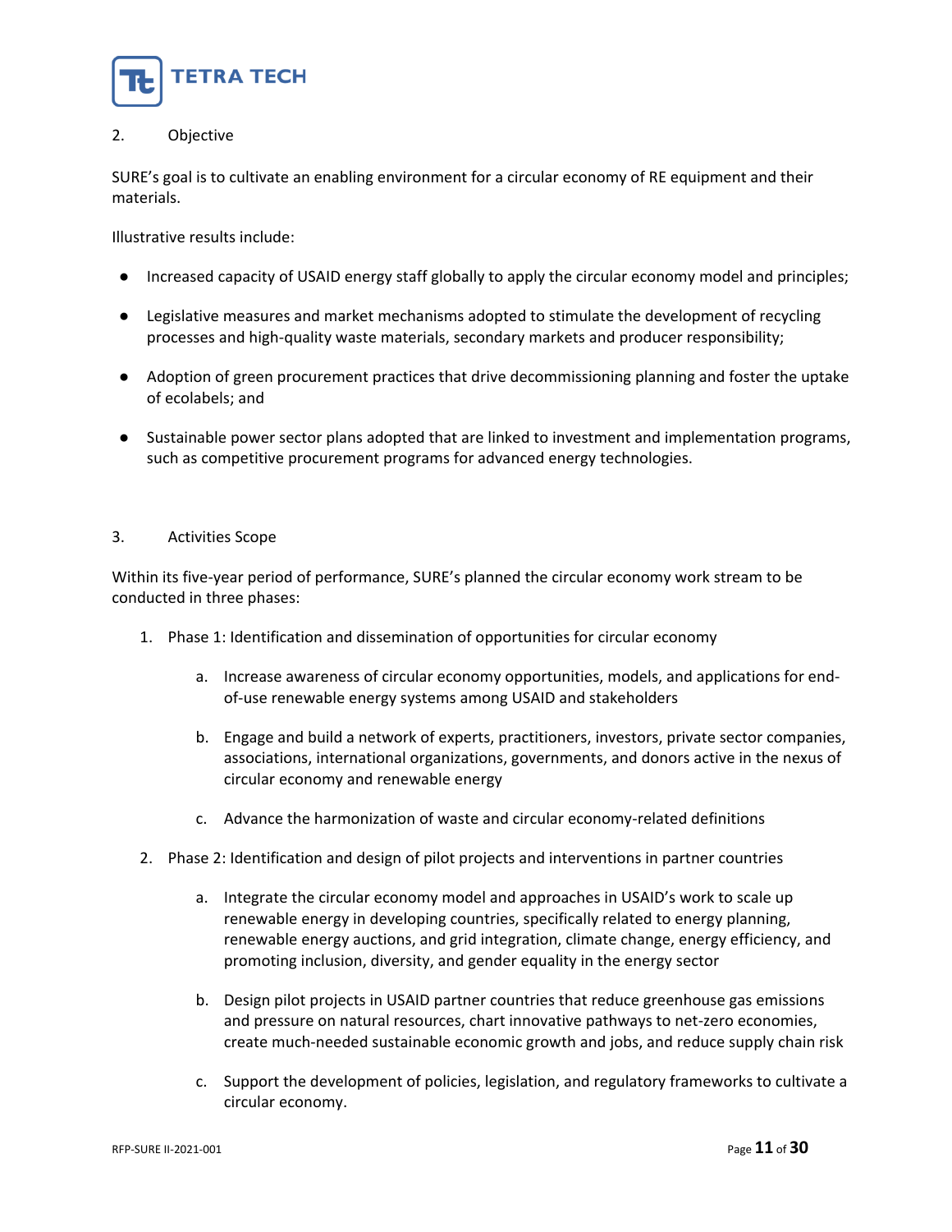## 2. Objective

SURE's goal is to cultivate an enabling environment for a circular economy of RE equipment and their materials.

Illustrative results include:

- Increased capacity of USAID energy staff globally to apply the circular economy model and principles;
- Legislative measures and market mechanisms adopted to stimulate the development of recycling processes and high-quality waste materials, secondary markets and producer responsibility;
- Adoption of green procurement practices that drive decommissioning planning and foster the uptake of ecolabels; and
- Sustainable power sector plans adopted that are linked to investment and implementation programs, such as competitive procurement programs for advanced energy technologies.

## 3. Activities Scope

Within its five-year period of performance, SURE's planned the circular economy work stream to be conducted in three phases:

1. Phase 1: Identification and dissemination of opportunities for circular economy
    a. Increase awareness of circular economy opportunities, models, and applications for end-of-use renewable energy systems among USAID and stakeholders
    b. Engage and build a network of experts, practitioners, investors, private sector companies, associations, international organizations, governments, and donors active in the nexus of circular economy and renewable energy
    c. Advance the harmonization of waste and circular economy-related definitions
2. Phase 2: Identification and design of pilot projects and interventions in partner countries
    a. Integrate the circular economy model and approaches in USAID's work to scale up renewable energy in developing countries, specifically related to energy planning, renewable energy auctions, and grid integration, climate change, energy efficiency, and promoting inclusion, diversity, and gender equality in the energy sector
    b. Design pilot projects in USAID partner countries that reduce greenhouse gas emissions and pressure on natural resources, chart innovative pathways to net-zero economies, create much-needed sustainable economic growth and jobs, and reduce supply chain risk
    c. Support the development of policies, legislation, and regulatory frameworks to cultivate a circular economy.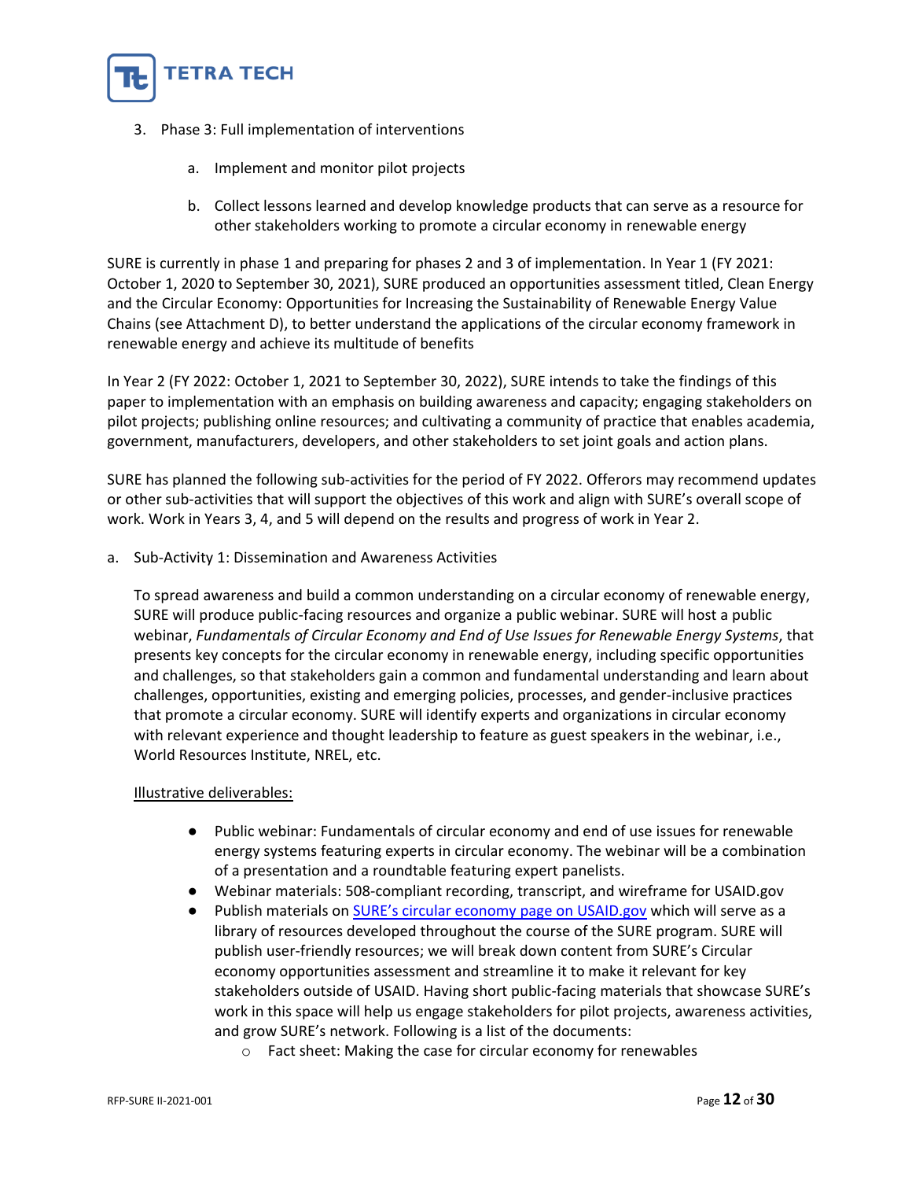3. Phase 3: Full implementation of interventions

    a. Implement and monitor pilot projects

    b. Collect lessons learned and develop knowledge products that can serve as a resource for other stakeholders working to promote a circular economy in renewable energy

SURE is currently in phase 1 and preparing for phases 2 and 3 of implementation. In Year 1 (FY 2021: October 1, 2020 to September 30, 2021), SURE produced an opportunities assessment titled, Clean Energy and the Circular Economy: Opportunities for Increasing the Sustainability of Renewable Energy Value Chains (see Attachment D), to better understand the applications of the circular economy framework in renewable energy and achieve its multitude of benefits

In Year 2 (FY 2022: October 1, 2021 to September 30, 2022), SURE intends to take the findings of this paper to implementation with an emphasis on building awareness and capacity; engaging stakeholders on pilot projects; publishing online resources; and cultivating a community of practice that enables academia, government, manufacturers, developers, and other stakeholders to set joint goals and action plans.

SURE has planned the following sub-activities for the period of FY 2022. Offerors may recommend updates or other sub-activities that will support the objectives of this work and align with SURE's overall scope of work. Work in Years 3, 4, and 5 will depend on the results and progress of work in Year 2.

a. Sub-Activity 1: Dissemination and Awareness Activities

   To spread awareness and build a common understanding on a circular economy of renewable energy, SURE will produce public-facing resources and organize a public webinar. SURE will host a public webinar, *Fundamentals of Circular Economy and End of Use Issues for Renewable Energy Systems*, that presents key concepts for the circular economy in renewable energy, including specific opportunities and challenges, so that stakeholders gain a common and fundamental understanding and learn about challenges, opportunities, existing and emerging policies, processes, and gender-inclusive practices that promote a circular economy. SURE will identify experts and organizations in circular economy with relevant experience and thought leadership to feature as guest speakers in the webinar, i.e., World Resources Institute, NREL, etc.

   <u>Illustrative deliverables:</u>

   - Public webinar: Fundamentals of circular economy and end of use issues for renewable energy systems featuring experts in circular economy. The webinar will be a combination of a presentation and a roundtable featuring expert panelists.
   - Webinar materials: 508-compliant recording, transcript, and wireframe for USAID.gov
   - Publish materials on SURE's circular economy page on USAID.gov which will serve as a library of resources developed throughout the course of the SURE program. SURE will publish user-friendly resources; we will break down content from SURE's Circular economy opportunities assessment and streamline it to make it relevant for key stakeholders outside of USAID. Having short public-facing materials that showcase SURE's work in this space will help us engage stakeholders for pilot projects, awareness activities, and grow SURE's network. Following is a list of the documents:
     - Fact sheet: Making the case for circular economy for renewables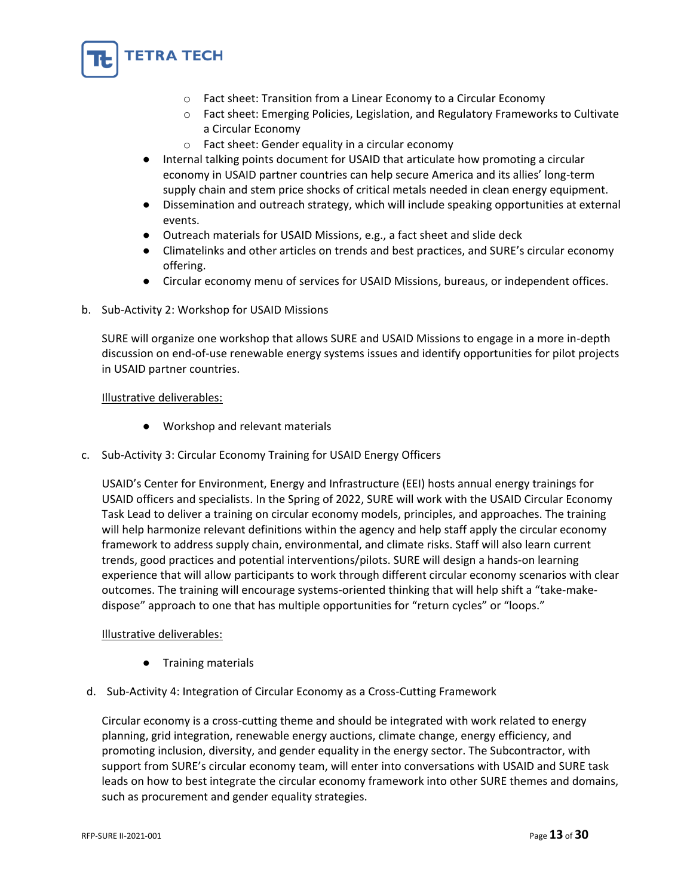- Fact sheet: Transition from a Linear Economy to a Circular Economy
  - Fact sheet: Emerging Policies, Legislation, and Regulatory Frameworks to Cultivate a Circular Economy
  - Fact sheet: Gender equality in a circular economy
- Internal talking points document for USAID that articulate how promoting a circular economy in USAID partner countries can help secure America and its allies' long-term supply chain and stem price shocks of critical metals needed in clean energy equipment.
- Dissemination and outreach strategy, which will include speaking opportunities at external events.
- Outreach materials for USAID Missions, e.g., a fact sheet and slide deck
- Climatelinks and other articles on trends and best practices, and SURE's circular economy offering.
- Circular economy menu of services for USAID Missions, bureaus, or independent offices.

b. Sub-Activity 2: Workshop for USAID Missions

SURE will organize one workshop that allows SURE and USAID Missions to engage in a more in-depth discussion on end-of-use renewable energy systems issues and identify opportunities for pilot projects in USAID partner countries.

<u>Illustrative deliverables:</u>

- Workshop and relevant materials

c. Sub-Activity 3: Circular Economy Training for USAID Energy Officers

USAID's Center for Environment, Energy and Infrastructure (EEI) hosts annual energy trainings for USAID officers and specialists. In the Spring of 2022, SURE will work with the USAID Circular Economy Task Lead to deliver a training on circular economy models, principles, and approaches. The training will help harmonize relevant definitions within the agency and help staff apply the circular economy framework to address supply chain, environmental, and climate risks. Staff will also learn current trends, good practices and potential interventions/pilots. SURE will design a hands-on learning experience that will allow participants to work through different circular economy scenarios with clear outcomes. The training will encourage systems-oriented thinking that will help shift a "take-make-dispose" approach to one that has multiple opportunities for "return cycles" or "loops."

<u>Illustrative deliverables:</u>

- Training materials

d. Sub-Activity 4: Integration of Circular Economy as a Cross-Cutting Framework

Circular economy is a cross-cutting theme and should be integrated with work related to energy planning, grid integration, renewable energy auctions, climate change, energy efficiency, and promoting inclusion, diversity, and gender equality in the energy sector. The Subcontractor, with support from SURE's circular economy team, will enter into conversations with USAID and SURE task leads on how to best integrate the circular economy framework into other SURE themes and domains, such as procurement and gender equality strategies.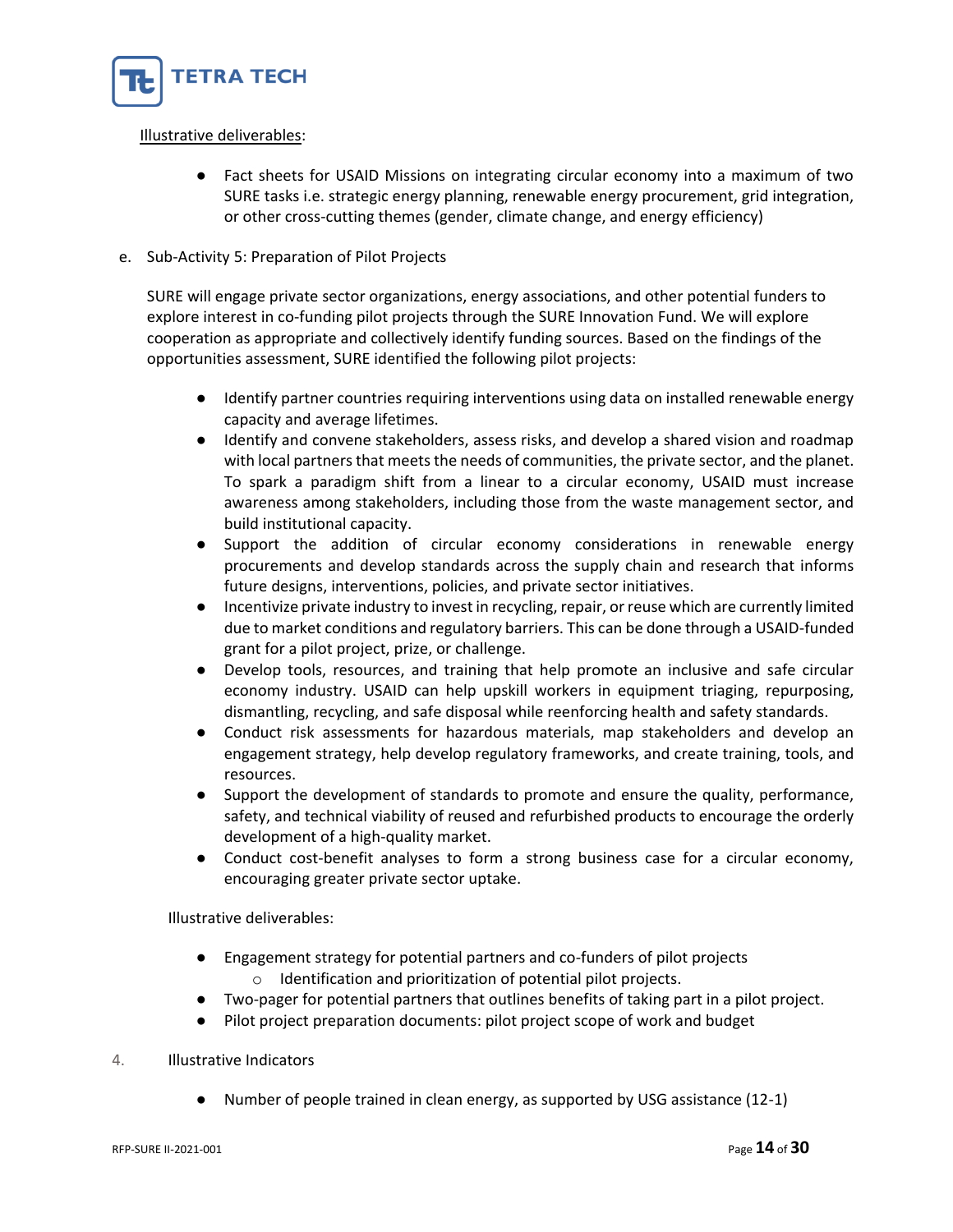Illustrative deliverables:

- Fact sheets for USAID Missions on integrating circular economy into a maximum of two SURE tasks i.e. strategic energy planning, renewable energy procurement, grid integration, or other cross-cutting themes (gender, climate change, and energy efficiency)

e. Sub-Activity 5: Preparation of Pilot Projects

SURE will engage private sector organizations, energy associations, and other potential funders to explore interest in co-funding pilot projects through the SURE Innovation Fund. We will explore cooperation as appropriate and collectively identify funding sources. Based on the findings of the opportunities assessment, SURE identified the following pilot projects:

- Identify partner countries requiring interventions using data on installed renewable energy capacity and average lifetimes.
- Identify and convene stakeholders, assess risks, and develop a shared vision and roadmap with local partners that meets the needs of communities, the private sector, and the planet. To spark a paradigm shift from a linear to a circular economy, USAID must increase awareness among stakeholders, including those from the waste management sector, and build institutional capacity.
- Support the addition of circular economy considerations in renewable energy procurements and develop standards across the supply chain and research that informs future designs, interventions, policies, and private sector initiatives.
- Incentivize private industry to invest in recycling, repair, or reuse which are currently limited due to market conditions and regulatory barriers. This can be done through a USAID-funded grant for a pilot project, prize, or challenge.
- Develop tools, resources, and training that help promote an inclusive and safe circular economy industry. USAID can help upskill workers in equipment triaging, repurposing, dismantling, recycling, and safe disposal while reenforcing health and safety standards.
- Conduct risk assessments for hazardous materials, map stakeholders and develop an engagement strategy, help develop regulatory frameworks, and create training, tools, and resources.
- Support the development of standards to promote and ensure the quality, performance, safety, and technical viability of reused and refurbished products to encourage the orderly development of a high-quality market.
- Conduct cost-benefit analyses to form a strong business case for a circular economy, encouraging greater private sector uptake.

Illustrative deliverables:

- Engagement strategy for potential partners and co-funders of pilot projects
  - Identification and prioritization of potential pilot projects.
- Two-pager for potential partners that outlines benefits of taking part in a pilot project.
- Pilot project preparation documents: pilot project scope of work and budget

4. Illustrative Indicators

- Number of people trained in clean energy, as supported by USG assistance (12-1)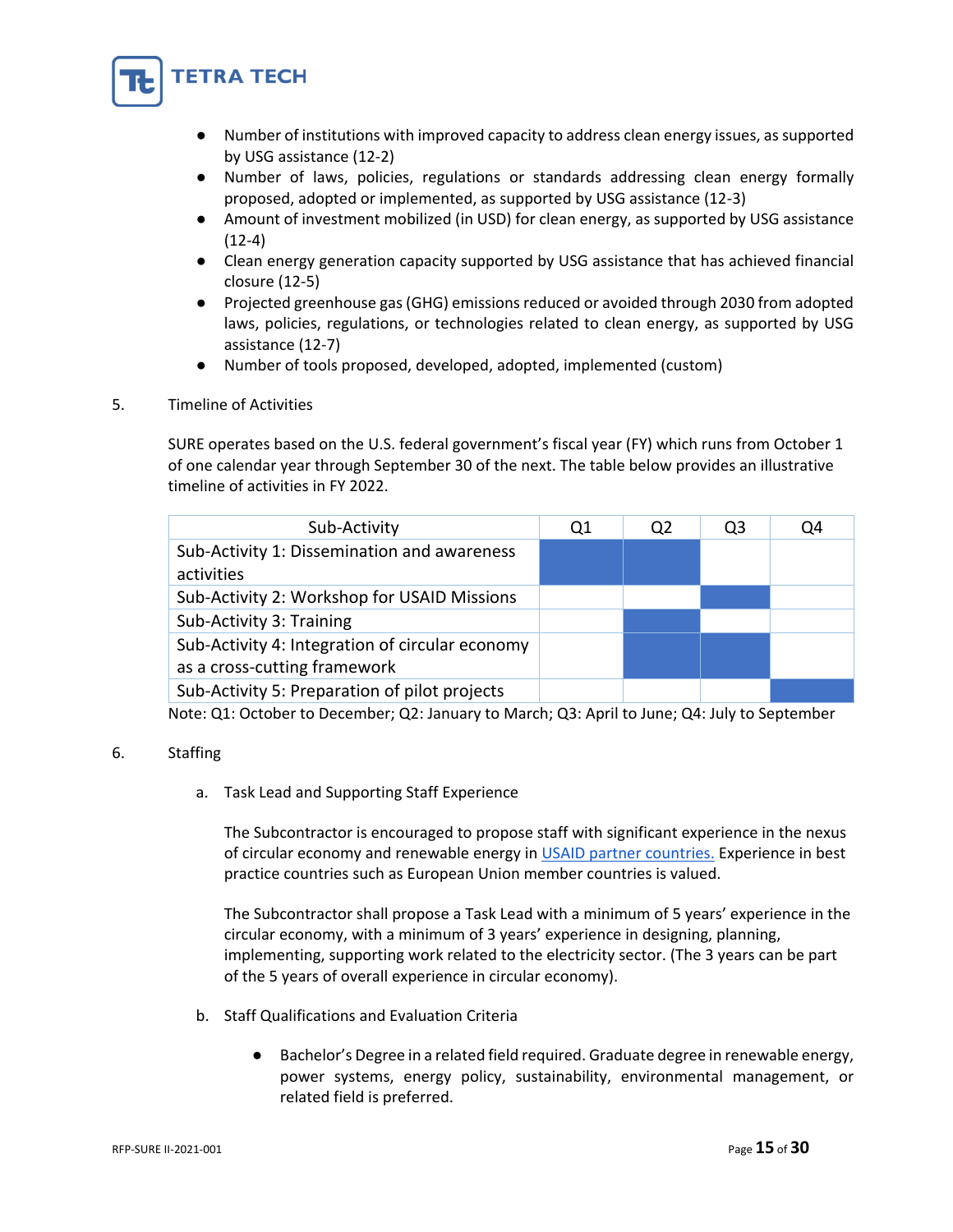- Number of institutions with improved capacity to address clean energy issues, as supported by USG assistance (12-2)
- Number of laws, policies, regulations or standards addressing clean energy formally proposed, adopted or implemented, as supported by USG assistance (12-3)
- Amount of investment mobilized (in USD) for clean energy, as supported by USG assistance (12-4)
- Clean energy generation capacity supported by USG assistance that has achieved financial closure (12-5)
- Projected greenhouse gas (GHG) emissions reduced or avoided through 2030 from adopted laws, policies, regulations, or technologies related to clean energy, as supported by USG assistance (12-7)
- Number of tools proposed, developed, adopted, implemented (custom)

5. Timeline of Activities

SURE operates based on the U.S. federal government's fiscal year (FY) which runs from October 1 of one calendar year through September 30 of the next. The table below provides an illustrative timeline of activities in FY 2022.

| Sub-Activity | Q1 | Q2 | Q3 | Q4 |
|---|---|---|---|---|
| Sub-Activity 1: Dissemination and awareness activities | ■ | ■ | | |
| Sub-Activity 2: Workshop for USAID Missions | | | ■ | |
| Sub-Activity 3: Training | | ■ | | |
| Sub-Activity 4: Integration of circular economy as a cross-cutting framework | | ■ | ■ | |
| Sub-Activity 5: Preparation of pilot projects | | | | ■ |

Note: Q1: October to December; Q2: January to March; Q3: April to June; Q4: July to September

6. Staffing

   a. Task Lead and Supporting Staff Experience

   The Subcontractor is encouraged to propose staff with significant experience in the nexus of circular economy and renewable energy in USAID partner countries. Experience in best practice countries such as European Union member countries is valued.

   The Subcontractor shall propose a Task Lead with a minimum of 5 years' experience in the circular economy, with a minimum of 3 years' experience in designing, planning, implementing, supporting work related to the electricity sector. (The 3 years can be part of the 5 years of overall experience in circular economy).

   b. Staff Qualifications and Evaluation Criteria

   - Bachelor's Degree in a related field required. Graduate degree in renewable energy, power systems, energy policy, sustainability, environmental management, or related field is preferred.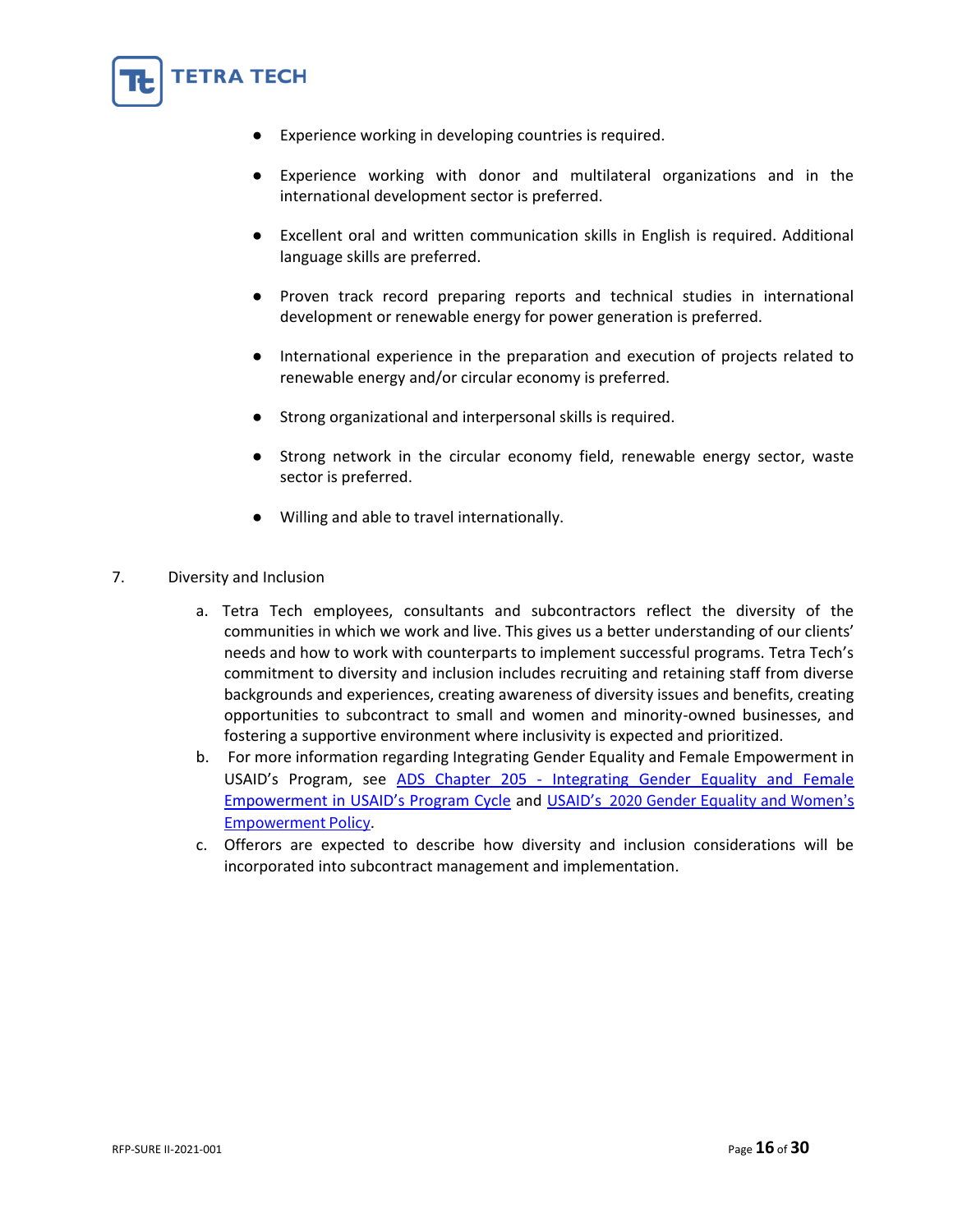- Experience working in developing countries is required.

- Experience working with donor and multilateral organizations and in the international development sector is preferred.

- Excellent oral and written communication skills in English is required. Additional language skills are preferred.

- Proven track record preparing reports and technical studies in international development or renewable energy for power generation is preferred.

- International experience in the preparation and execution of projects related to renewable energy and/or circular economy is preferred.

- Strong organizational and interpersonal skills is required.

- Strong network in the circular economy field, renewable energy sector, waste sector is preferred.

- Willing and able to travel internationally.

7. Diversity and Inclusion

   a. Tetra Tech employees, consultants and subcontractors reflect the diversity of the communities in which we work and live. This gives us a better understanding of our clients' needs and how to work with counterparts to implement successful programs. Tetra Tech's commitment to diversity and inclusion includes recruiting and retaining staff from diverse backgrounds and experiences, creating awareness of diversity issues and benefits, creating opportunities to subcontract to small and women and minority-owned businesses, and fostering a supportive environment where inclusivity is expected and prioritized.

   b. For more information regarding Integrating Gender Equality and Female Empowerment in USAID's Program, see ADS Chapter 205 - Integrating Gender Equality and Female Empowerment in USAID's Program Cycle and USAID's 2020 Gender Equality and Women's Empowerment Policy.

   c. Offerors are expected to describe how diversity and inclusion considerations will be incorporated into subcontract management and implementation.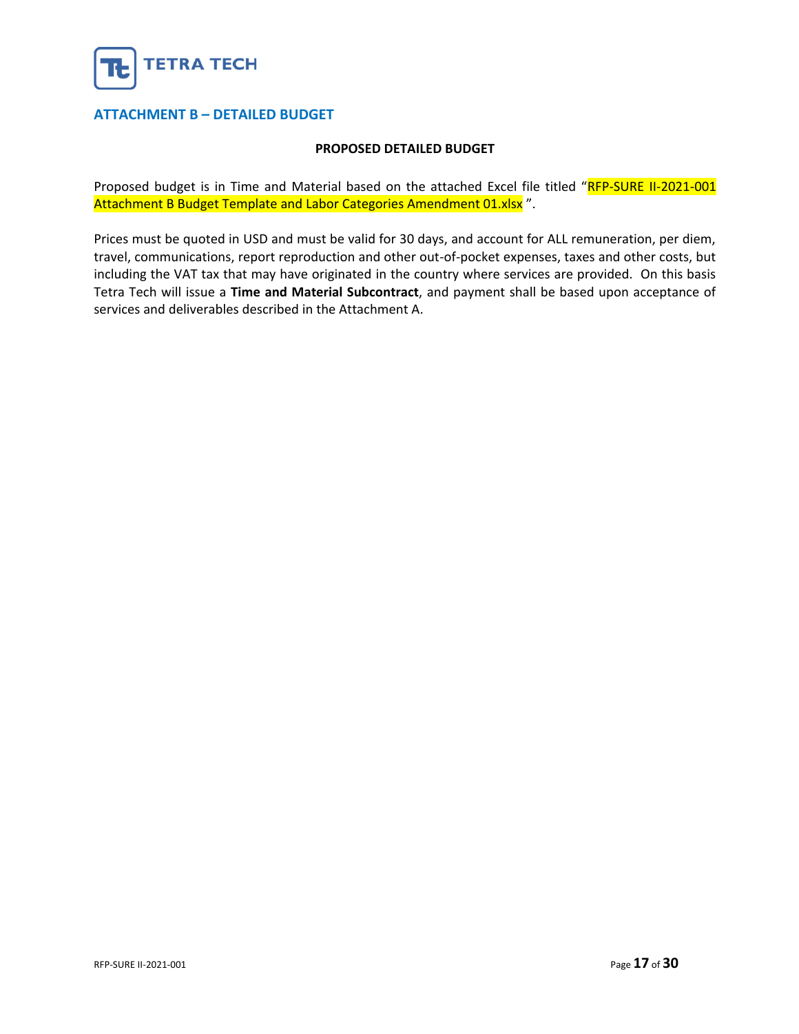## ATTACHMENT B – DETAILED BUDGET

**PROPOSED DETAILED BUDGET**

Proposed budget is in Time and Material based on the attached Excel file titled "RFP-SURE II-2021-001 Attachment B Budget Template and Labor Categories Amendment 01.xlsx ".

Prices must be quoted in USD and must be valid for 30 days, and account for ALL remuneration, per diem, travel, communications, report reproduction and other out-of-pocket expenses, taxes and other costs, but including the VAT tax that may have originated in the country where services are provided. On this basis Tetra Tech will issue a **Time and Material Subcontract**, and payment shall be based upon acceptance of services and deliverables described in the Attachment A.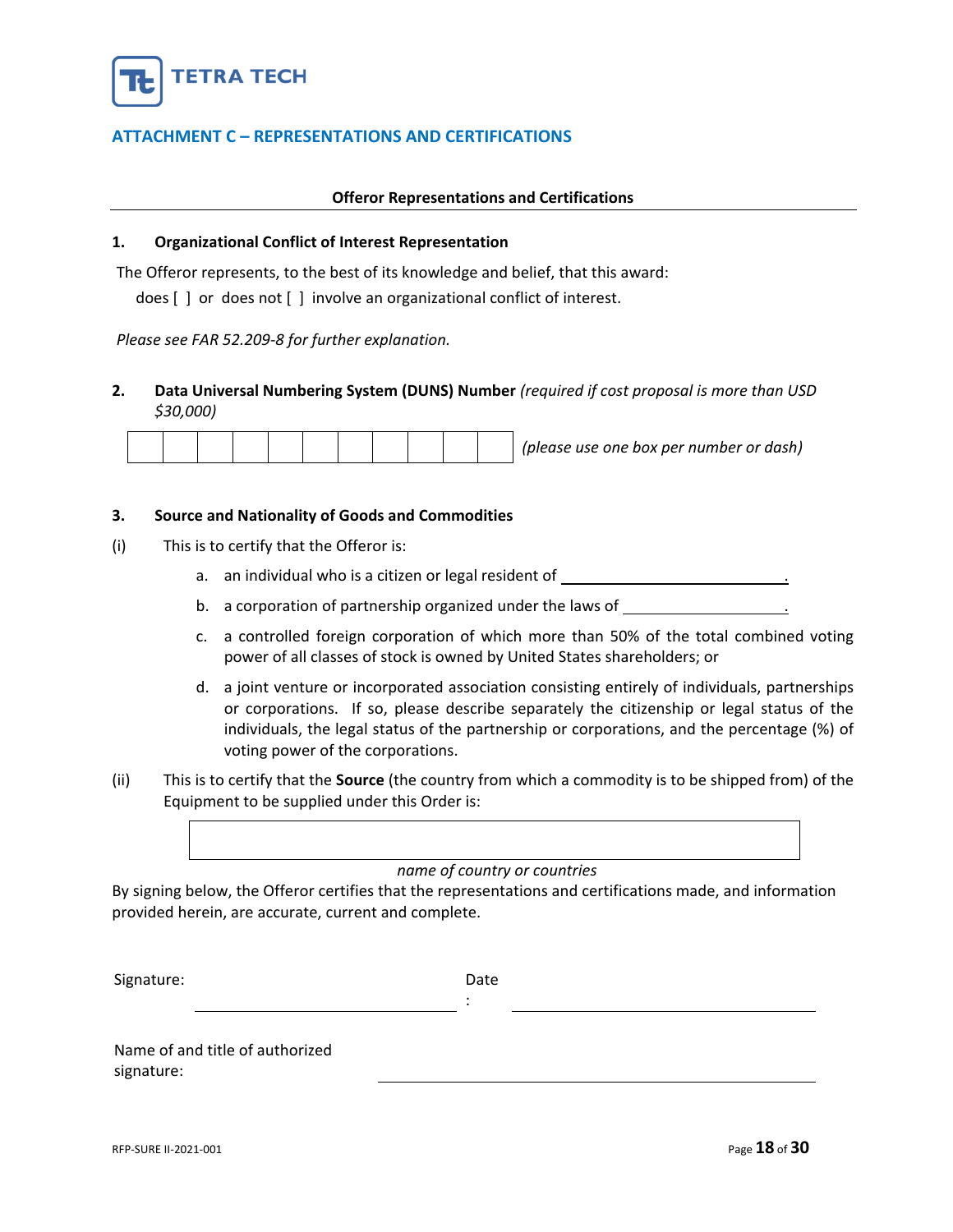TETRA TECH

## ATTACHMENT C – REPRESENTATIONS AND CERTIFICATIONS

**Offeror Representations and Certifications**

**1. Organizational Conflict of Interest Representation**

The Offeror represents, to the best of its knowledge and belief, that this award:

does [ ] or does not [ ] involve an organizational conflict of interest.

*Please see FAR 52.209-8 for further explanation.*

**2. Data Universal Numbering System (DUNS) Number** *(required if cost proposal is more than USD $30,000)*

| | | | | | | | | | | |
|---|---|---|---|---|---|---|---|---|---|---|
| | | | | | | | | | | |

*(please use one box per number or dash)*

**3. Source and Nationality of Goods and Commodities**

(i) This is to certify that the Offeror is:

a. an individual who is a citizen or legal resident of ______________________.

b. a corporation of partnership organized under the laws of ________________.

c. a controlled foreign corporation of which more than 50% of the total combined voting power of all classes of stock is owned by United States shareholders; or

d. a joint venture or incorporated association consisting entirely of individuals, partnerships or corporations. If so, please describe separately the citizenship or legal status of the individuals, the legal status of the partnership or corporations, and the percentage (%) of voting power of the corporations.

(ii) This is to certify that the **Source** (the country from which a commodity is to be shipped from) of the Equipment to be supplied under this Order is:

______________________________________________

*name of country or countries*

By signing below, the Offeror certifies that the representations and certifications made, and information provided herein, are accurate, current and complete.

Signature: ______________________ Date: ______________________

Name of and title of authorized signature: ______________________

RFP-SURE II-2021-001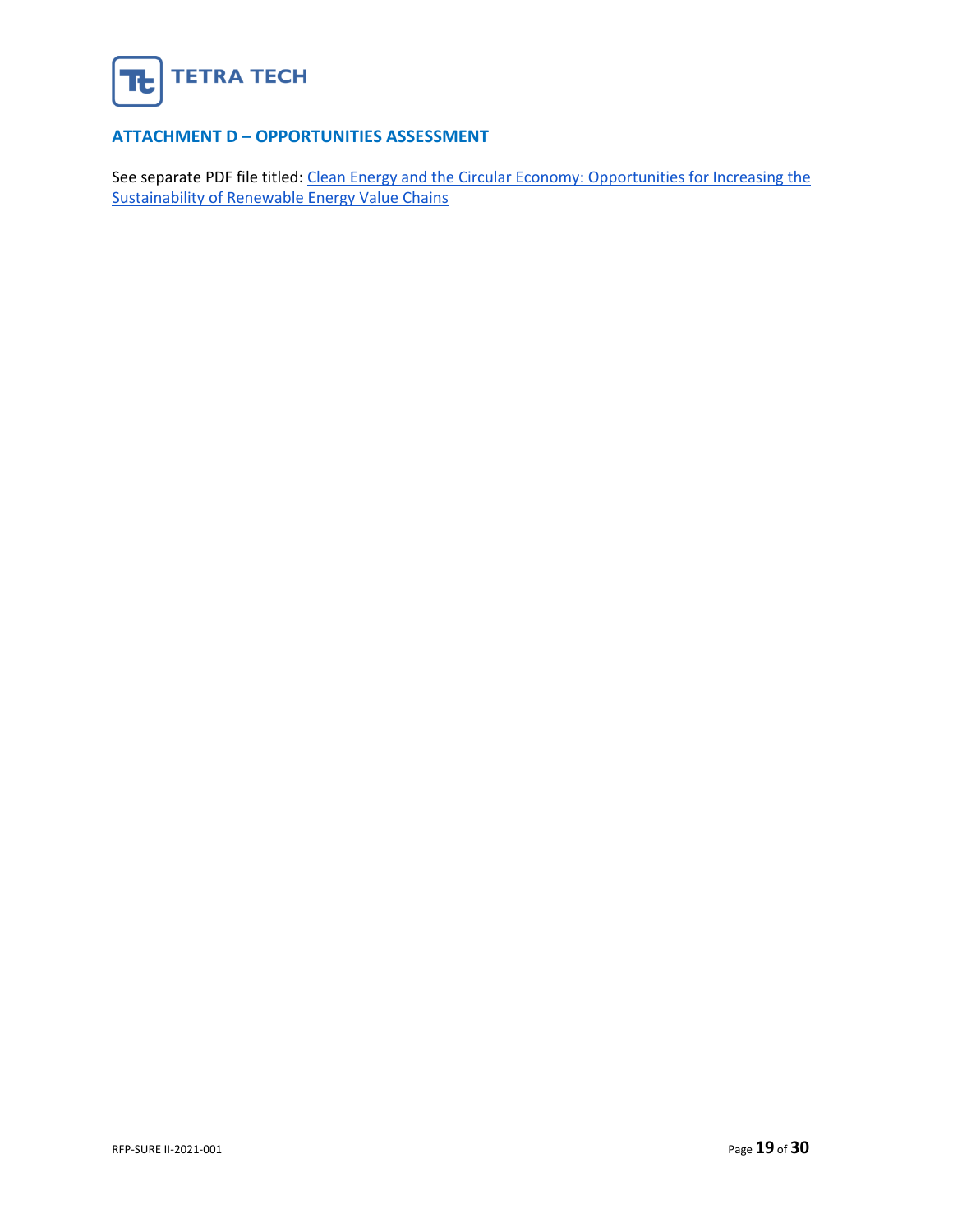## ATTACHMENT D – OPPORTUNITIES ASSESSMENT

See separate PDF file titled: Clean Energy and the Circular Economy: Opportunities for Increasing the Sustainability of Renewable Energy Value Chains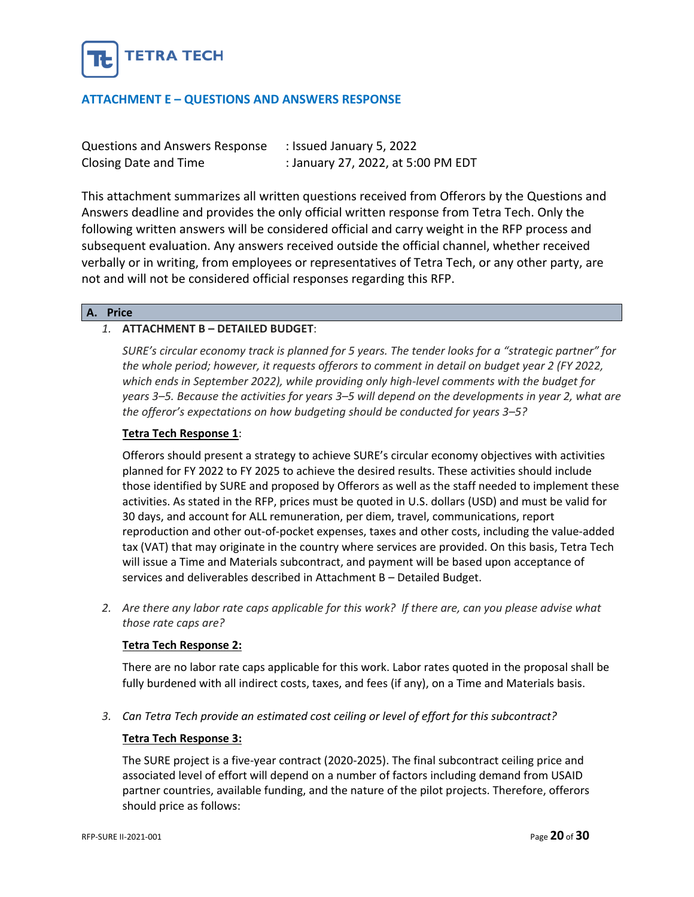## ATTACHMENT E – QUESTIONS AND ANSWERS RESPONSE

| | |
|---|---|
| Questions and Answers Response | : Issued January 5, 2022 |
| Closing Date and Time | : January 27, 2022, at 5:00 PM EDT |

This attachment summarizes all written questions received from Offerors by the Questions and Answers deadline and provides the only official written response from Tetra Tech. Only the following written answers will be considered official and carry weight in the RFP process and subsequent evaluation. Any answers received outside the official channel, whether received verbally or in writing, from employees or representatives of Tetra Tech, or any other party, are not and will not be considered official responses regarding this RFP.

### A. Price

1. **ATTACHMENT B – DETAILED BUDGET**:

   *SURE's circular economy track is planned for 5 years. The tender looks for a "strategic partner" for the whole period; however, it requests offerors to comment in detail on budget year 2 (FY 2022, which ends in September 2022), while providing only high-level comments with the budget for years 3–5. Because the activities for years 3–5 will depend on the developments in year 2, what are the offeror's expectations on how budgeting should be conducted for years 3–5?*

   **Tetra Tech Response 1**:

   Offerors should present a strategy to achieve SURE's circular economy objectives with activities planned for FY 2022 to FY 2025 to achieve the desired results. These activities should include those identified by SURE and proposed by Offerors as well as the staff needed to implement these activities. As stated in the RFP, prices must be quoted in U.S. dollars (USD) and must be valid for 30 days, and account for ALL remuneration, per diem, travel, communications, report reproduction and other out-of-pocket expenses, taxes and other costs, including the value-added tax (VAT) that may originate in the country where services are provided. On this basis, Tetra Tech will issue a Time and Materials subcontract, and payment will be based upon acceptance of services and deliverables described in Attachment B – Detailed Budget.

2. *Are there any labor rate caps applicable for this work? If there are, can you please advise what those rate caps are?*

   **Tetra Tech Response 2:**

   There are no labor rate caps applicable for this work. Labor rates quoted in the proposal shall be fully burdened with all indirect costs, taxes, and fees (if any), on a Time and Materials basis.

3. *Can Tetra Tech provide an estimated cost ceiling or level of effort for this subcontract?*

   **Tetra Tech Response 3:**

   The SURE project is a five-year contract (2020-2025). The final subcontract ceiling price and associated level of effort will depend on a number of factors including demand from USAID partner countries, available funding, and the nature of the pilot projects. Therefore, offerors should price as follows: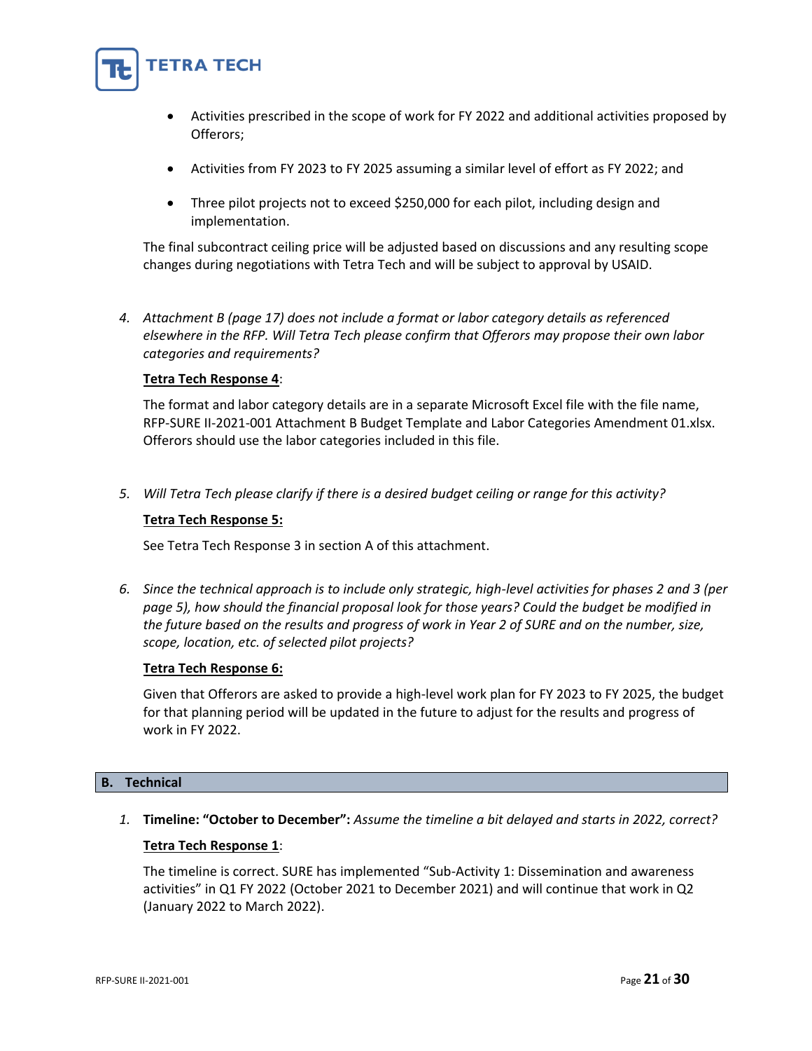- Activities prescribed in the scope of work for FY 2022 and additional activities proposed by Offerors;
- Activities from FY 2023 to FY 2025 assuming a similar level of effort as FY 2022; and
- Three pilot projects not to exceed $250,000 for each pilot, including design and implementation.

The final subcontract ceiling price will be adjusted based on discussions and any resulting scope changes during negotiations with Tetra Tech and will be subject to approval by USAID.

4. *Attachment B (page 17) does not include a format or labor category details as referenced elsewhere in the RFP. Will Tetra Tech please confirm that Offerors may propose their own labor categories and requirements?*

   **Tetra Tech Response 4**:

   The format and labor category details are in a separate Microsoft Excel file with the file name, RFP-SURE II-2021-001 Attachment B Budget Template and Labor Categories Amendment 01.xlsx. Offerors should use the labor categories included in this file.

5. *Will Tetra Tech please clarify if there is a desired budget ceiling or range for this activity?*

   **Tetra Tech Response 5:**

   See Tetra Tech Response 3 in section A of this attachment.

6. *Since the technical approach is to include only strategic, high-level activities for phases 2 and 3 (per page 5), how should the financial proposal look for those years? Could the budget be modified in the future based on the results and progress of work in Year 2 of SURE and on the number, size, scope, location, etc. of selected pilot projects?*

   **Tetra Tech Response 6:**

   Given that Offerors are asked to provide a high-level work plan for FY 2023 to FY 2025, the budget for that planning period will be updated in the future to adjust for the results and progress of work in FY 2022.

## B. Technical

1. **Timeline: "October to December":** *Assume the timeline a bit delayed and starts in 2022, correct?*

   **Tetra Tech Response 1**:

   The timeline is correct. SURE has implemented "Sub-Activity 1: Dissemination and awareness activities" in Q1 FY 2022 (October 2021 to December 2021) and will continue that work in Q2 (January 2022 to March 2022).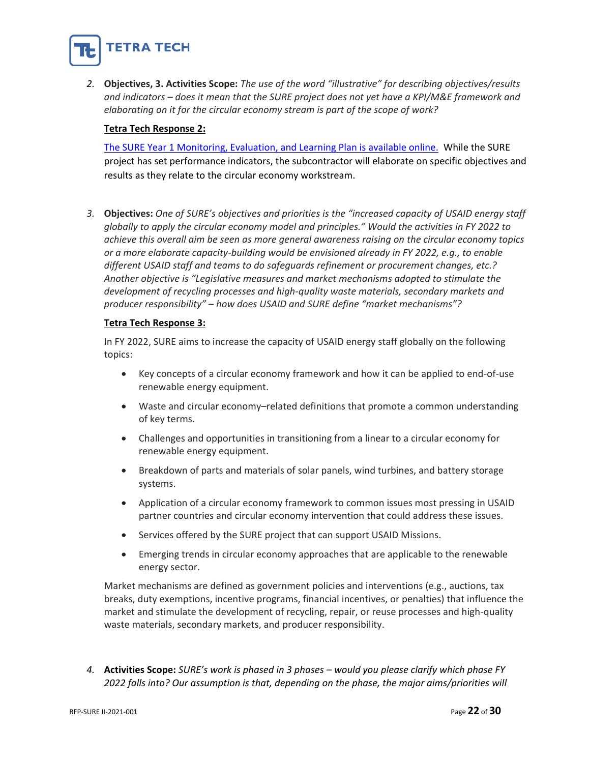2. **Objectives, 3. Activities Scope:** *The use of the word "illustrative" for describing objectives/results and indicators – does it mean that the SURE project does not yet have a KPI/M&E framework and elaborating on it for the circular economy stream is part of the scope of work?*

   **<u>Tetra Tech Response 2:</u>**

   The SURE Year 1 Monitoring, Evaluation, and Learning Plan is available online. While the SURE project has set performance indicators, the subcontractor will elaborate on specific objectives and results as they relate to the circular economy workstream.

3. **Objectives:** *One of SURE's objectives and priorities is the "increased capacity of USAID energy staff globally to apply the circular economy model and principles." Would the activities in FY 2022 to achieve this overall aim be seen as more general awareness raising on the circular economy topics or a more elaborate capacity-building would be envisioned already in FY 2022, e.g., to enable different USAID staff and teams to do safeguards refinement or procurement changes, etc.? Another objective is "Legislative measures and market mechanisms adopted to stimulate the development of recycling processes and high-quality waste materials, secondary markets and producer responsibility" – how does USAID and SURE define "market mechanisms"?*

   **<u>Tetra Tech Response 3:</u>**

   In FY 2022, SURE aims to increase the capacity of USAID energy staff globally on the following topics:

   - Key concepts of a circular economy framework and how it can be applied to end-of-use renewable energy equipment.
   - Waste and circular economy–related definitions that promote a common understanding of key terms.
   - Challenges and opportunities in transitioning from a linear to a circular economy for renewable energy equipment.
   - Breakdown of parts and materials of solar panels, wind turbines, and battery storage systems.
   - Application of a circular economy framework to common issues most pressing in USAID partner countries and circular economy intervention that could address these issues.
   - Services offered by the SURE project that can support USAID Missions.
   - Emerging trends in circular economy approaches that are applicable to the renewable energy sector.

   Market mechanisms are defined as government policies and interventions (e.g., auctions, tax breaks, duty exemptions, incentive programs, financial incentives, or penalties) that influence the market and stimulate the development of recycling, repair, or reuse processes and high-quality waste materials, secondary markets, and producer responsibility.

4. **Activities Scope:** *SURE's work is phased in 3 phases – would you please clarify which phase FY 2022 falls into? Our assumption is that, depending on the phase, the major aims/priorities will*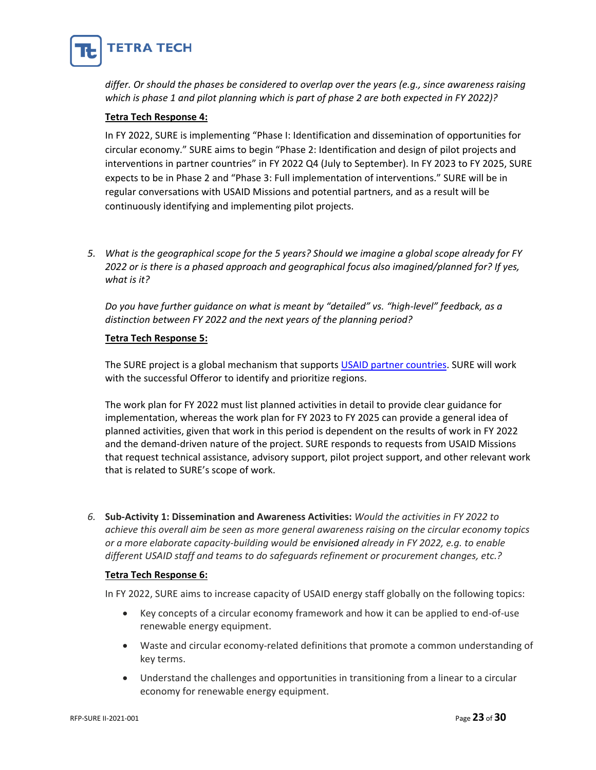*differ. Or should the phases be considered to overlap over the years (e.g., since awareness raising which is phase 1 and pilot planning which is part of phase 2 are both expected in FY 2022)?*

**Tetra Tech Response 4:**

In FY 2022, SURE is implementing "Phase I: Identification and dissemination of opportunities for circular economy." SURE aims to begin "Phase 2: Identification and design of pilot projects and interventions in partner countries" in FY 2022 Q4 (July to September). In FY 2023 to FY 2025, SURE expects to be in Phase 2 and "Phase 3: Full implementation of interventions." SURE will be in regular conversations with USAID Missions and potential partners, and as a result will be continuously identifying and implementing pilot projects.

5. *What is the geographical scope for the 5 years? Should we imagine a global scope already for FY 2022 or is there is a phased approach and geographical focus also imagined/planned for? If yes, what is it?*

   *Do you have further guidance on what is meant by "detailed" vs. "high-level" feedback, as a distinction between FY 2022 and the next years of the planning period?*

**Tetra Tech Response 5:**

The SURE project is a global mechanism that supports USAID partner countries. SURE will work with the successful Offeror to identify and prioritize regions.

The work plan for FY 2022 must list planned activities in detail to provide clear guidance for implementation, whereas the work plan for FY 2023 to FY 2025 can provide a general idea of planned activities, given that work in this period is dependent on the results of work in FY 2022 and the demand-driven nature of the project. SURE responds to requests from USAID Missions that request technical assistance, advisory support, pilot project support, and other relevant work that is related to SURE's scope of work.

6. **Sub-Activity 1: Dissemination and Awareness Activities:** *Would the activities in FY 2022 to achieve this overall aim be seen as more general awareness raising on the circular economy topics or a more elaborate capacity-building would be* envisioned *already in FY 2022, e.g. to enable different USAID staff and teams to do safeguards refinement or procurement changes, etc.?*

**Tetra Tech Response 6:**

In FY 2022, SURE aims to increase capacity of USAID energy staff globally on the following topics:

- Key concepts of a circular economy framework and how it can be applied to end-of-use renewable energy equipment.
- Waste and circular economy-related definitions that promote a common understanding of key terms.
- Understand the challenges and opportunities in transitioning from a linear to a circular economy for renewable energy equipment.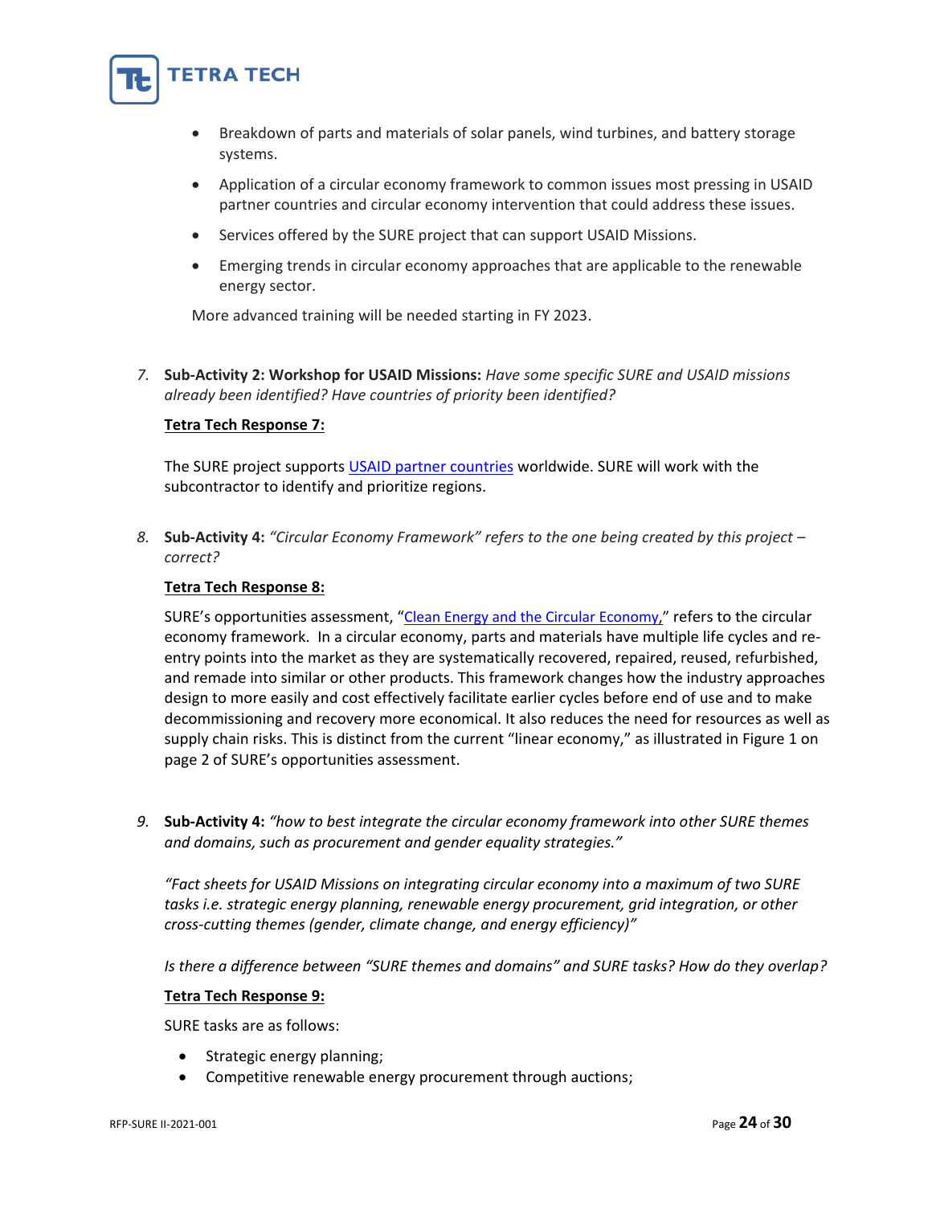- Breakdown of parts and materials of solar panels, wind turbines, and battery storage systems.
- Application of a circular economy framework to common issues most pressing in USAID partner countries and circular economy intervention that could address these issues.
- Services offered by the SURE project that can support USAID Missions.
- Emerging trends in circular economy approaches that are applicable to the renewable energy sector.

More advanced training will be needed starting in FY 2023.

7. **Sub-Activity 2: Workshop for USAID Missions:** *Have some specific SURE and USAID missions already been identified? Have countries of priority been identified?*

   **Tetra Tech Response 7:**

   The SURE project supports USAID partner countries worldwide. SURE will work with the subcontractor to identify and prioritize regions.

8. **Sub-Activity 4:** *"Circular Economy Framework" refers to the one being created by this project – correct?*

   **Tetra Tech Response 8:**

   SURE's opportunities assessment, "Clean Energy and the Circular Economy," refers to the circular economy framework. In a circular economy, parts and materials have multiple life cycles and re-entry points into the market as they are systematically recovered, repaired, reused, refurbished, and remade into similar or other products. This framework changes how the industry approaches design to more easily and cost effectively facilitate earlier cycles before end of use and to make decommissioning and recovery more economical. It also reduces the need for resources as well as supply chain risks. This is distinct from the current "linear economy," as illustrated in Figure 1 on page 2 of SURE's opportunities assessment.

9. **Sub-Activity 4:** *"how to best integrate the circular economy framework into other SURE themes and domains, such as procurement and gender equality strategies."*

   *"Fact sheets for USAID Missions on integrating circular economy into a maximum of two SURE tasks i.e. strategic energy planning, renewable energy procurement, grid integration, or other cross-cutting themes (gender, climate change, and energy efficiency)"*

   *Is there a difference between "SURE themes and domains" and SURE tasks? How do they overlap?*

   **Tetra Tech Response 9:**

   SURE tasks are as follows:

   - Strategic energy planning;
   - Competitive renewable energy procurement through auctions;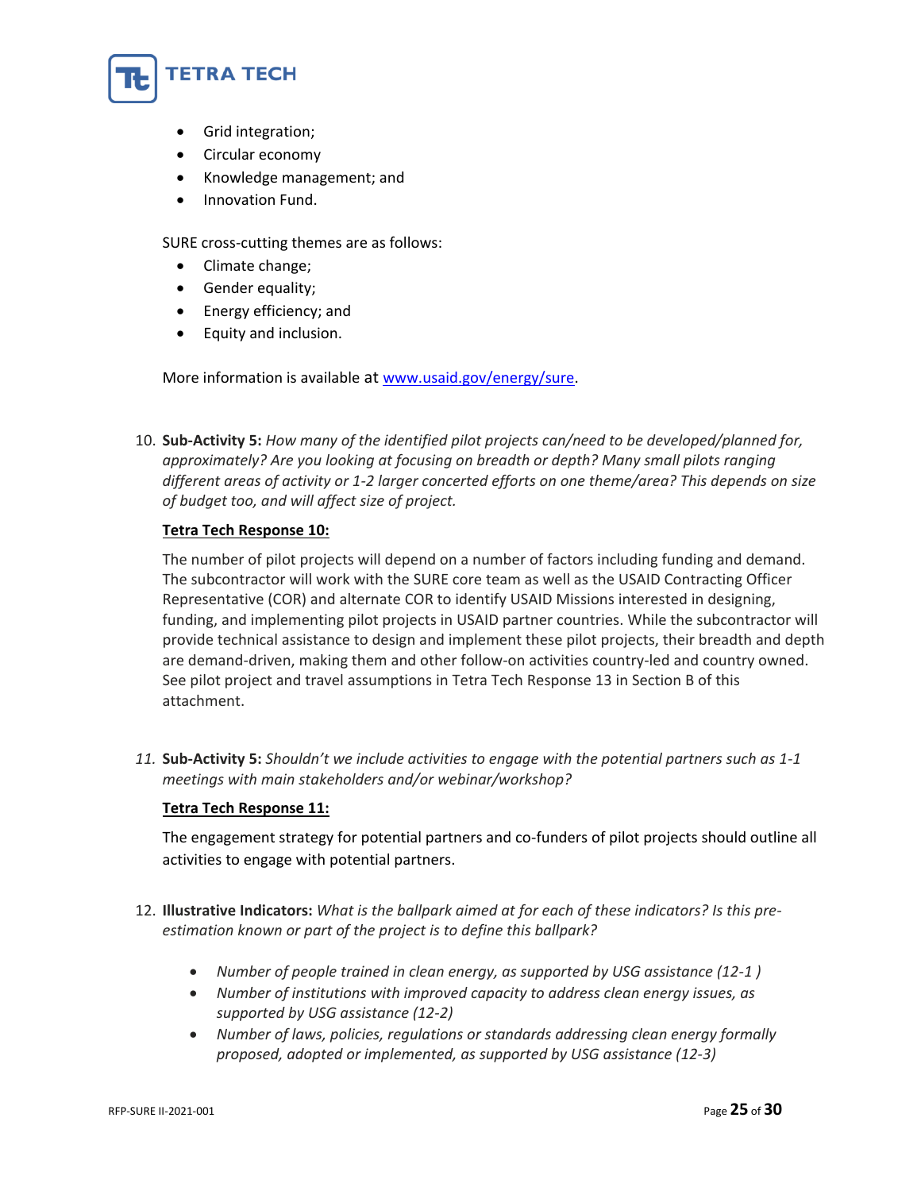- Grid integration;
- Circular economy
- Knowledge management; and
- Innovation Fund.

SURE cross-cutting themes are as follows:

- Climate change;
- Gender equality;
- Energy efficiency; and
- Equity and inclusion.

More information is available at [www.usaid.gov/energy/sure](www.usaid.gov/energy/sure).

10. **Sub-Activity 5:** *How many of the identified pilot projects can/need to be developed/planned for, approximately? Are you looking at focusing on breadth or depth? Many small pilots ranging different areas of activity or 1-2 larger concerted efforts on one theme/area? This depends on size of budget too, and will affect size of project.*

    **Tetra Tech Response 10:**

    The number of pilot projects will depend on a number of factors including funding and demand. The subcontractor will work with the SURE core team as well as the USAID Contracting Officer Representative (COR) and alternate COR to identify USAID Missions interested in designing, funding, and implementing pilot projects in USAID partner countries. While the subcontractor will provide technical assistance to design and implement these pilot projects, their breadth and depth are demand-driven, making them and other follow-on activities country-led and country owned. See pilot project and travel assumptions in Tetra Tech Response 13 in Section B of this attachment.

11. **Sub-Activity 5:** *Shouldn't we include activities to engage with the potential partners such as 1-1 meetings with main stakeholders and/or webinar/workshop?*

    **Tetra Tech Response 11:**

    The engagement strategy for potential partners and co-funders of pilot projects should outline all activities to engage with potential partners.

12. **Illustrative Indicators:** *What is the ballpark aimed at for each of these indicators? Is this pre-estimation known or part of the project is to define this ballpark?*

    - *Number of people trained in clean energy, as supported by USG assistance (12-1 )*
    - *Number of institutions with improved capacity to address clean energy issues, as supported by USG assistance (12-2)*
    - *Number of laws, policies, regulations or standards addressing clean energy formally proposed, adopted or implemented, as supported by USG assistance (12-3)*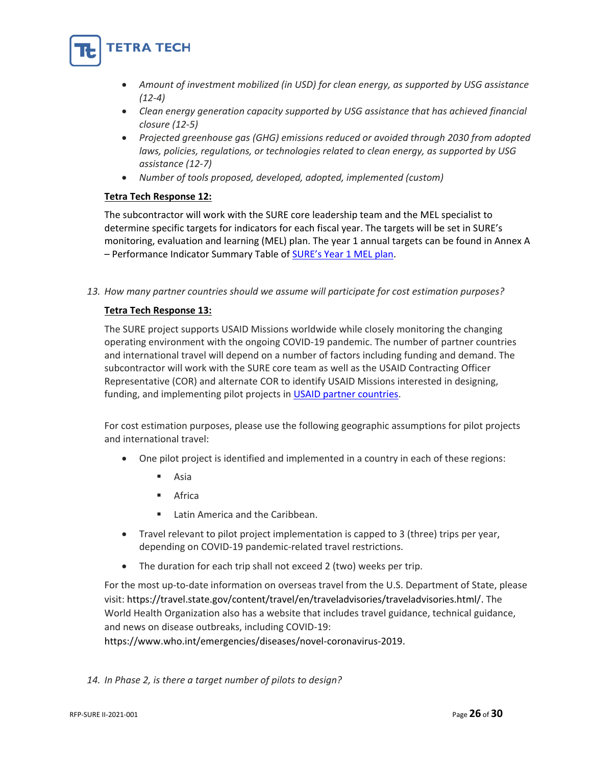- *Amount of investment mobilized (in USD) for clean energy, as supported by USG assistance (12-4)*
- *Clean energy generation capacity supported by USG assistance that has achieved financial closure (12-5)*
- *Projected greenhouse gas (GHG) emissions reduced or avoided through 2030 from adopted laws, policies, regulations, or technologies related to clean energy, as supported by USG assistance (12-7)*
- *Number of tools proposed, developed, adopted, implemented (custom)*

**Tetra Tech Response 12:**

The subcontractor will work with the SURE core leadership team and the MEL specialist to determine specific targets for indicators for each fiscal year. The targets will be set in SURE's monitoring, evaluation and learning (MEL) plan. The year 1 annual targets can be found in Annex A – Performance Indicator Summary Table of SURE's Year 1 MEL plan.

13. *How many partner countries should we assume will participate for cost estimation purposes?*

**Tetra Tech Response 13:**

The SURE project supports USAID Missions worldwide while closely monitoring the changing operating environment with the ongoing COVID-19 pandemic. The number of partner countries and international travel will depend on a number of factors including funding and demand. The subcontractor will work with the SURE core team as well as the USAID Contracting Officer Representative (COR) and alternate COR to identify USAID Missions interested in designing, funding, and implementing pilot projects in USAID partner countries.

For cost estimation purposes, please use the following geographic assumptions for pilot projects and international travel:

- One pilot project is identified and implemented in a country in each of these regions:
  - Asia
  - Africa
  - Latin America and the Caribbean.
- Travel relevant to pilot project implementation is capped to 3 (three) trips per year, depending on COVID-19 pandemic-related travel restrictions.
- The duration for each trip shall not exceed 2 (two) weeks per trip.

For the most up-to-date information on overseas travel from the U.S. Department of State, please visit: https://travel.state.gov/content/travel/en/traveladvisories/traveladvisories.html/. The World Health Organization also has a website that includes travel guidance, technical guidance, and news on disease outbreaks, including COVID-19: https://www.who.int/emergencies/diseases/novel-coronavirus-2019.

14. *In Phase 2, is there a target number of pilots to design?*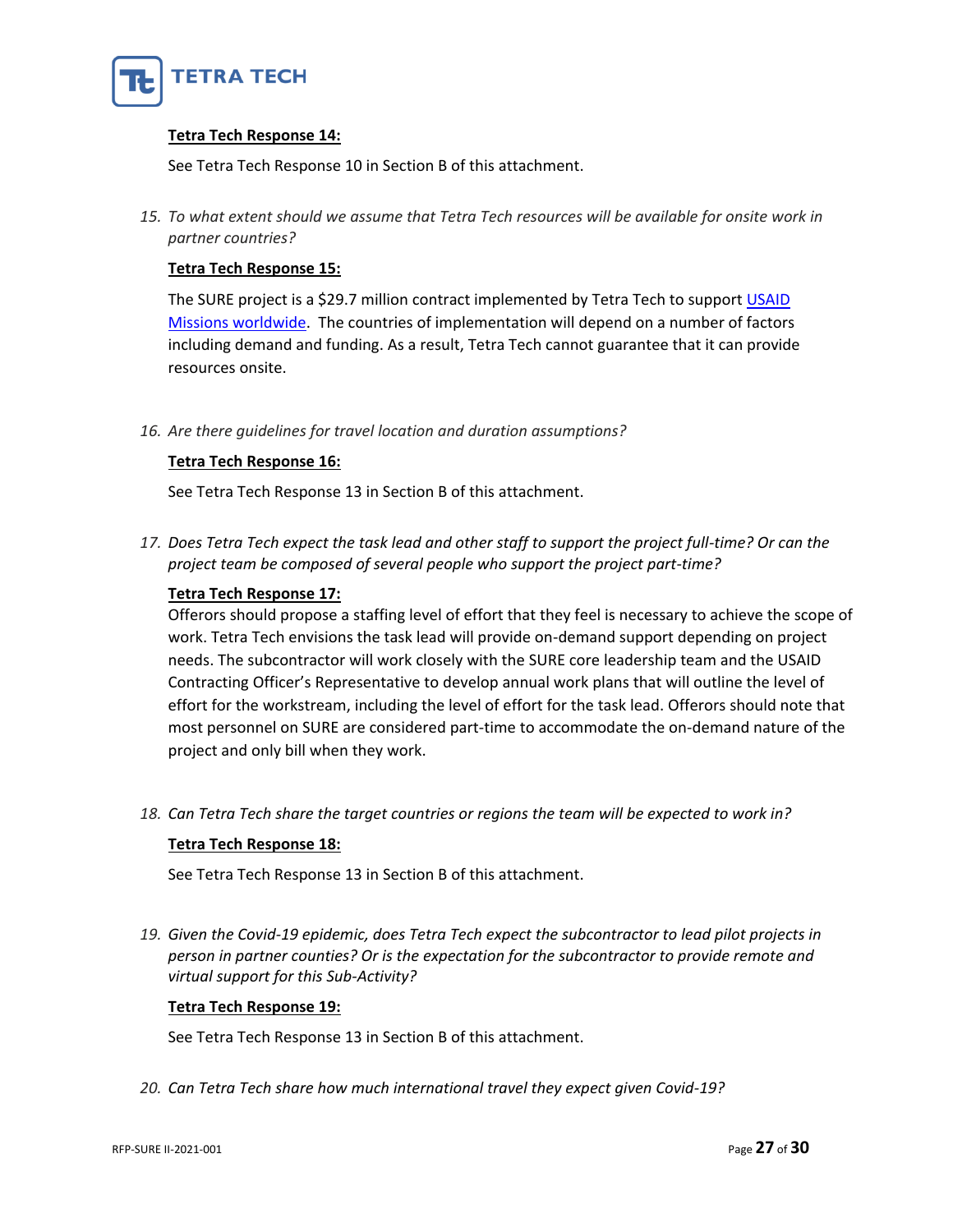**Tetra Tech Response 14:**

See Tetra Tech Response 10 in Section B of this attachment.

15. *To what extent should we assume that Tetra Tech resources will be available for onsite work in partner countries?*

**Tetra Tech Response 15:**

The SURE project is a $29.7 million contract implemented by Tetra Tech to support [USAID Missions worldwide](). The countries of implementation will depend on a number of factors including demand and funding. As a result, Tetra Tech cannot guarantee that it can provide resources onsite.

16. *Are there guidelines for travel location and duration assumptions?*

**Tetra Tech Response 16:**

See Tetra Tech Response 13 in Section B of this attachment.

17. *Does Tetra Tech expect the task lead and other staff to support the project full-time? Or can the project team be composed of several people who support the project part-time?*

**Tetra Tech Response 17:**

Offerors should propose a staffing level of effort that they feel is necessary to achieve the scope of work. Tetra Tech envisions the task lead will provide on-demand support depending on project needs. The subcontractor will work closely with the SURE core leadership team and the USAID Contracting Officer's Representative to develop annual work plans that will outline the level of effort for the workstream, including the level of effort for the task lead. Offerors should note that most personnel on SURE are considered part-time to accommodate the on-demand nature of the project and only bill when they work.

18. *Can Tetra Tech share the target countries or regions the team will be expected to work in?*

**Tetra Tech Response 18:**

See Tetra Tech Response 13 in Section B of this attachment.

19. *Given the Covid-19 epidemic, does Tetra Tech expect the subcontractor to lead pilot projects in person in partner counties? Or is the expectation for the subcontractor to provide remote and virtual support for this Sub-Activity?*

**Tetra Tech Response 19:**

See Tetra Tech Response 13 in Section B of this attachment.

20. *Can Tetra Tech share how much international travel they expect given Covid-19?*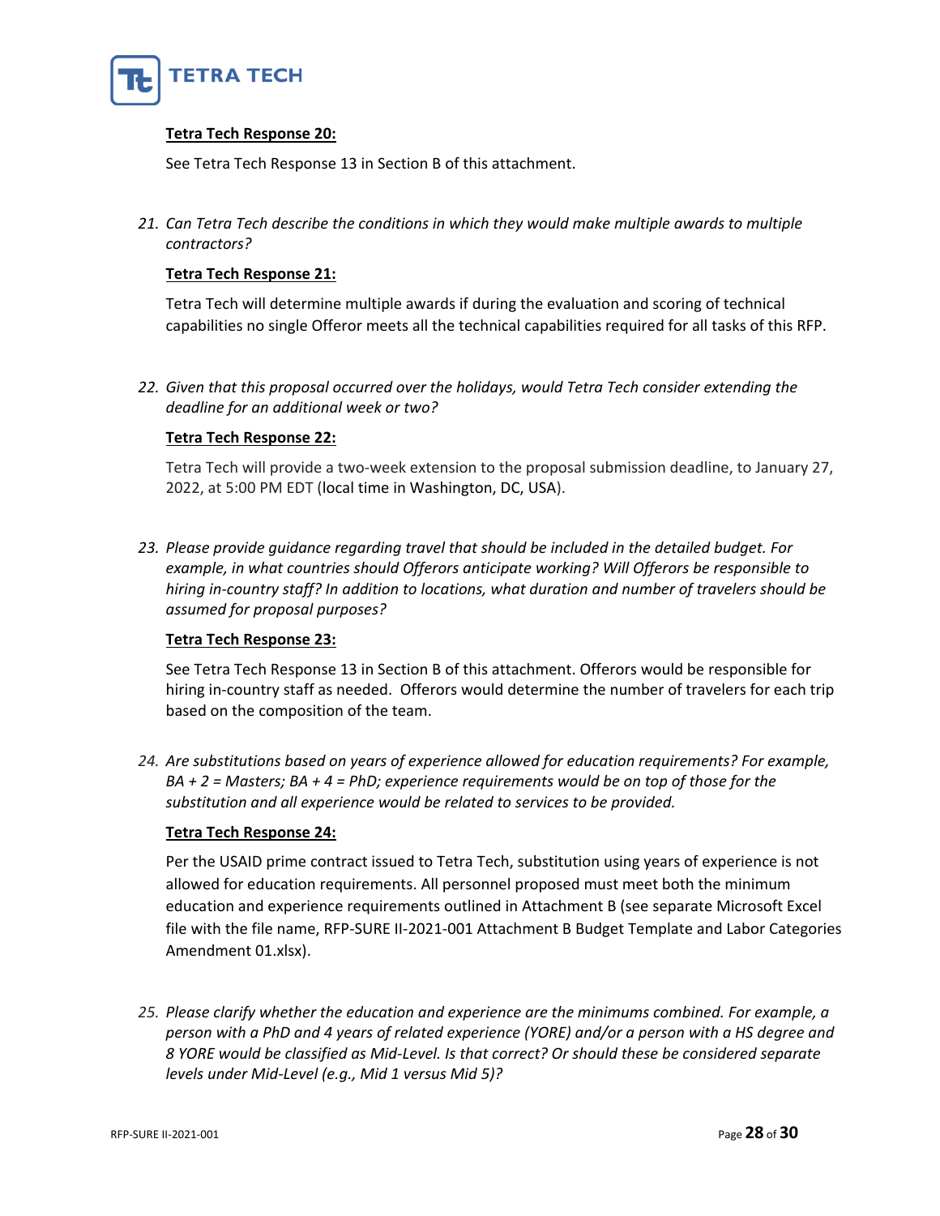**Tetra Tech Response 20:**

See Tetra Tech Response 13 in Section B of this attachment.

21. *Can Tetra Tech describe the conditions in which they would make multiple awards to multiple contractors?*

**Tetra Tech Response 21:**

Tetra Tech will determine multiple awards if during the evaluation and scoring of technical capabilities no single Offeror meets all the technical capabilities required for all tasks of this RFP.

22. *Given that this proposal occurred over the holidays, would Tetra Tech consider extending the deadline for an additional week or two?*

**Tetra Tech Response 22:**

Tetra Tech will provide a two-week extension to the proposal submission deadline, to January 27, 2022, at 5:00 PM EDT (local time in Washington, DC, USA).

23. *Please provide guidance regarding travel that should be included in the detailed budget. For example, in what countries should Offerors anticipate working? Will Offerors be responsible to hiring in-country staff? In addition to locations, what duration and number of travelers should be assumed for proposal purposes?*

**Tetra Tech Response 23:**

See Tetra Tech Response 13 in Section B of this attachment. Offerors would be responsible for hiring in-country staff as needed. Offerors would determine the number of travelers for each trip based on the composition of the team.

24. *Are substitutions based on years of experience allowed for education requirements? For example, BA + 2 = Masters; BA + 4 = PhD; experience requirements would be on top of those for the substitution and all experience would be related to services to be provided.*

**Tetra Tech Response 24:**

Per the USAID prime contract issued to Tetra Tech, substitution using years of experience is not allowed for education requirements. All personnel proposed must meet both the minimum education and experience requirements outlined in Attachment B (see separate Microsoft Excel file with the file name, RFP-SURE II-2021-001 Attachment B Budget Template and Labor Categories Amendment 01.xlsx).

25. *Please clarify whether the education and experience are the minimums combined. For example, a person with a PhD and 4 years of related experience (YORE) and/or a person with a HS degree and 8 YORE would be classified as Mid-Level. Is that correct? Or should these be considered separate levels under Mid-Level (e.g., Mid 1 versus Mid 5)?*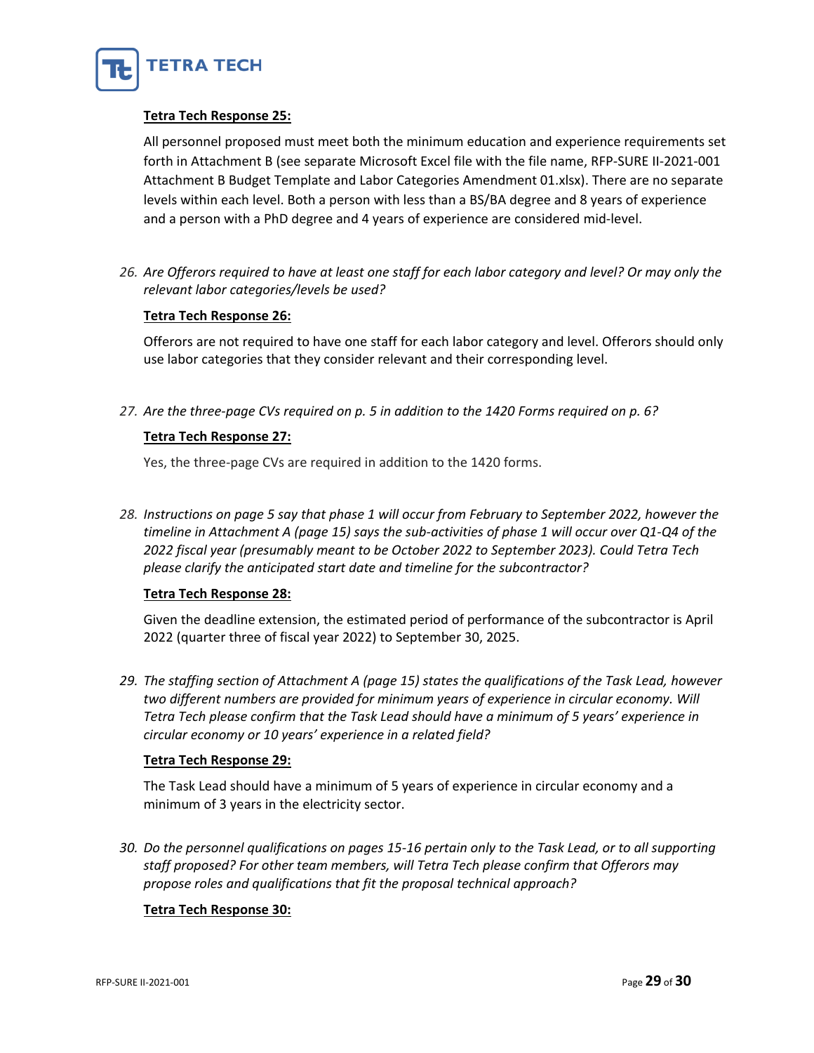**Tetra Tech Response 25:**

All personnel proposed must meet both the minimum education and experience requirements set forth in Attachment B (see separate Microsoft Excel file with the file name, RFP-SURE II-2021-001 Attachment B Budget Template and Labor Categories Amendment 01.xlsx). There are no separate levels within each level. Both a person with less than a BS/BA degree and 8 years of experience and a person with a PhD degree and 4 years of experience are considered mid-level.

26. *Are Offerors required to have at least one staff for each labor category and level? Or may only the relevant labor categories/levels be used?*

**Tetra Tech Response 26:**

Offerors are not required to have one staff for each labor category and level. Offerors should only use labor categories that they consider relevant and their corresponding level.

27. *Are the three-page CVs required on p. 5 in addition to the 1420 Forms required on p. 6?*

**Tetra Tech Response 27:**

Yes, the three-page CVs are required in addition to the 1420 forms.

28. *Instructions on page 5 say that phase 1 will occur from February to September 2022, however the timeline in Attachment A (page 15) says the sub-activities of phase 1 will occur over Q1-Q4 of the 2022 fiscal year (presumably meant to be October 2022 to September 2023). Could Tetra Tech please clarify the anticipated start date and timeline for the subcontractor?*

**Tetra Tech Response 28:**

Given the deadline extension, the estimated period of performance of the subcontractor is April 2022 (quarter three of fiscal year 2022) to September 30, 2025.

29. *The staffing section of Attachment A (page 15) states the qualifications of the Task Lead, however two different numbers are provided for minimum years of experience in circular economy. Will Tetra Tech please confirm that the Task Lead should have a minimum of 5 years' experience in circular economy or 10 years' experience in a related field?*

**Tetra Tech Response 29:**

The Task Lead should have a minimum of 5 years of experience in circular economy and a minimum of 3 years in the electricity sector.

30. *Do the personnel qualifications on pages 15-16 pertain only to the Task Lead, or to all supporting staff proposed? For other team members, will Tetra Tech please confirm that Offerors may propose roles and qualifications that fit the proposal technical approach?*

**Tetra Tech Response 30:**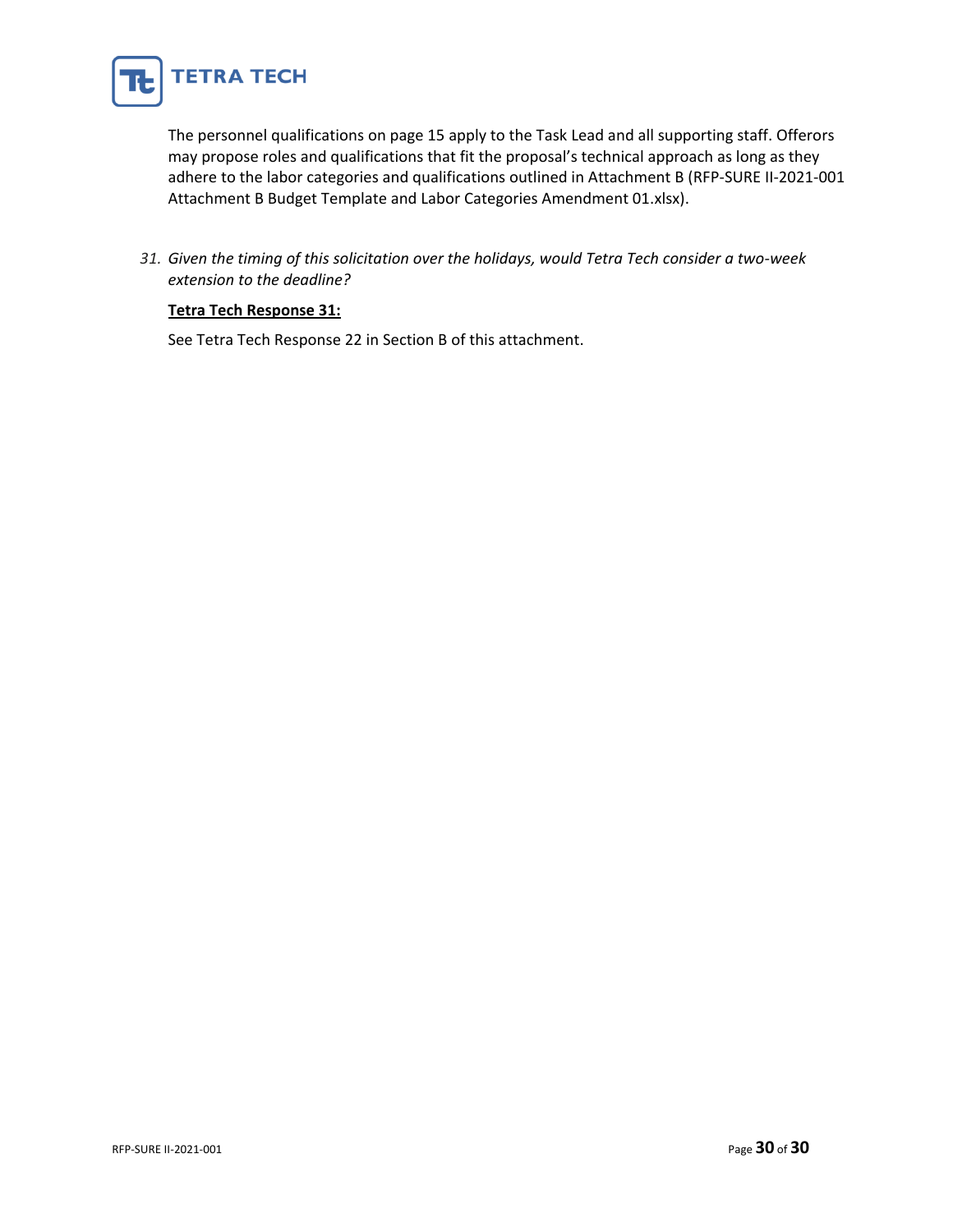The personnel qualifications on page 15 apply to the Task Lead and all supporting staff. Offerors may propose roles and qualifications that fit the proposal's technical approach as long as they adhere to the labor categories and qualifications outlined in Attachment B (RFP-SURE II-2021-001 Attachment B Budget Template and Labor Categories Amendment 01.xlsx).

31. *Given the timing of this solicitation over the holidays, would Tetra Tech consider a two-week extension to the deadline?*

**Tetra Tech Response 31:**

See Tetra Tech Response 22 in Section B of this attachment.